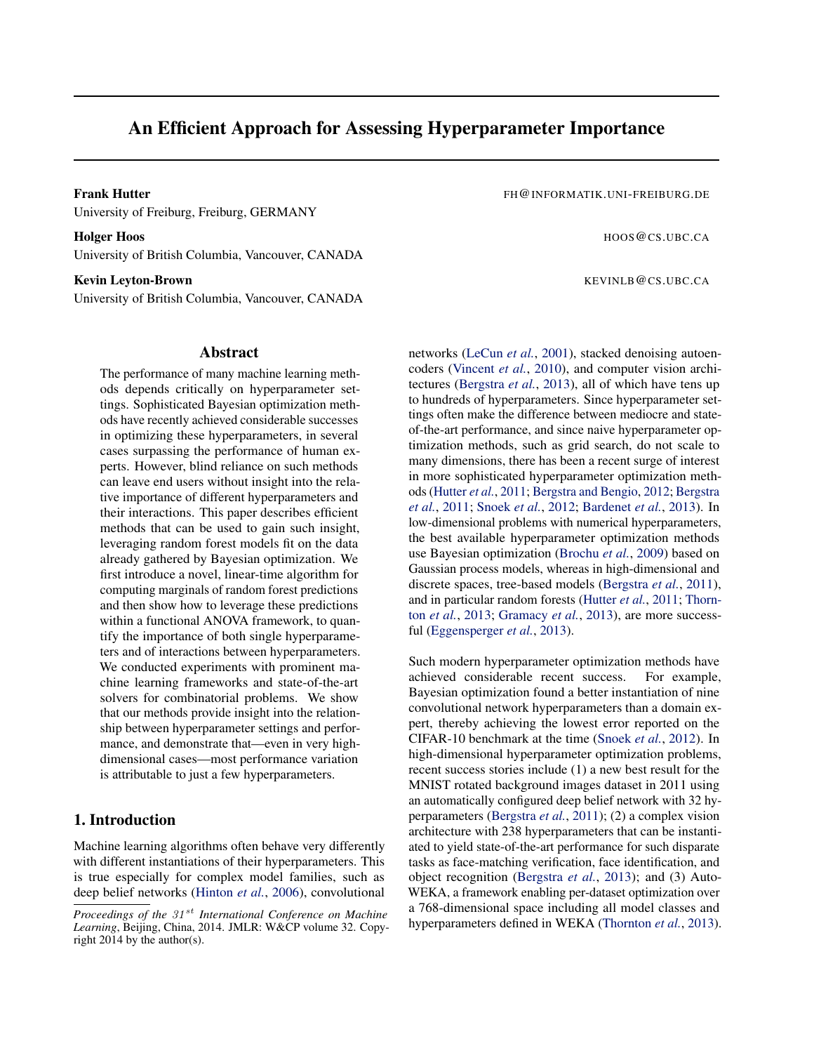# An Efficient Approach for Assessing Hyperparameter Importance

**Frank Hutter** FH@INFORMATIK.UNI-FREIBURG.DE
University of Freiburg, Freiburg, GERMANY

**Holger Hoos** HOOS@CS.UBC.CA
University of British Columbia, Vancouver, CANADA

**Kevin Leyton-Brown** KEVINLB@CS.UBC.CA
University of British Columbia, Vancouver, CANADA

## Abstract

The performance of many machine learning methods depends critically on hyperparameter settings. Sophisticated Bayesian optimization methods have recently achieved considerable successes in optimizing these hyperparameters, in several cases surpassing the performance of human experts. However, blind reliance on such methods can leave end users without insight into the relative importance of different hyperparameters and their interactions. This paper describes efficient methods that can be used to gain such insight, leveraging random forest models fit on the data already gathered by Bayesian optimization. We first introduce a novel, linear-time algorithm for computing marginals of random forest predictions and then show how to leverage these predictions within a functional ANOVA framework, to quantify the importance of both single hyperparameters and of interactions between hyperparameters. We conducted experiments with prominent machine learning frameworks and state-of-the-art solvers for combinatorial problems. We show that our methods provide insight into the relationship between hyperparameter settings and performance, and demonstrate that—even in very high-dimensional cases—most performance variation is attributable to just a few hyperparameters.

## 1. Introduction

Machine learning algorithms often behave very differently with different instantiations of their hyperparameters. This is true especially for complex model families, such as deep belief networks (Hinton *et al.*, 2006), convolutional networks (LeCun *et al.*, 2001), stacked denoising autoencoders (Vincent *et al.*, 2010), and computer vision architectures (Bergstra *et al.*, 2013), all of which have tens up to hundreds of hyperparameters. Since hyperparameter settings often make the difference between mediocre and state-of-the-art performance, and since naive hyperparameter optimization methods, such as grid search, do not scale to many dimensions, there has been a recent surge of interest in more sophisticated hyperparameter optimization methods (Hutter *et al.*, 2011; Bergstra and Bengio, 2012; Bergstra *et al.*, 2011; Snoek *et al.*, 2012; Bardenet *et al.*, 2013). In low-dimensional problems with numerical hyperparameters, the best available hyperparameter optimization methods use Bayesian optimization (Brochu *et al.*, 2009) based on Gaussian process models, whereas in high-dimensional and discrete spaces, tree-based models (Bergstra *et al.*, 2011), and in particular random forests (Hutter *et al.*, 2011; Thornton *et al.*, 2013; Gramacy *et al.*, 2013), are more successful (Eggensperger *et al.*, 2013).

Such modern hyperparameter optimization methods have achieved considerable recent success. For example, Bayesian optimization found a better instantiation of nine convolutional network hyperparameters than a domain expert, thereby achieving the lowest error reported on the CIFAR-10 benchmark at the time (Snoek *et al.*, 2012). In high-dimensional hyperparameter optimization problems, recent success stories include (1) a new best result for the MNIST rotated background images dataset in 2011 using an automatically configured deep belief network with 32 hyperparameters (Bergstra *et al.*, 2011); (2) a complex vision architecture with 238 hyperparameters that can be instantiated to yield state-of-the-art performance for such disparate tasks as face-matching verification, face identification, and object recognition (Bergstra *et al.*, 2013); and (3) Auto-WEKA, a framework enabling per-dataset optimization over a 768-dimensional space including all model classes and hyperparameters defined in WEKA (Thornton *et al.*, 2013).

*Proceedings of the 31st International Conference on Machine Learning*, Beijing, China, 2014. JMLR: W&CP volume 32. Copyright 2014 by the author(s).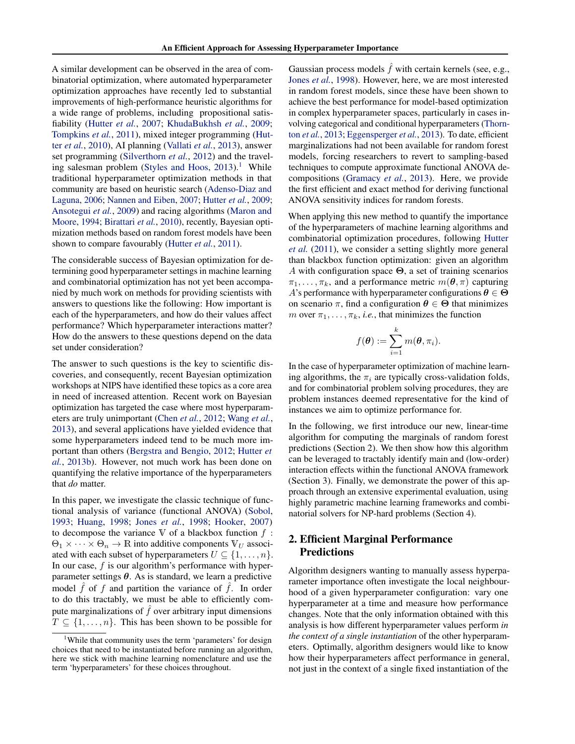A similar development can be observed in the area of combinatorial optimization, where automated hyperparameter optimization approaches have recently led to substantial improvements of high-performance heuristic algorithms for a wide range of problems, including propositional satisfiability (Hutter *et al.*, 2007; KhudaBukhsh *et al.*, 2009; Tompkins *et al.*, 2011), mixed integer programming (Hutter *et al.*, 2010), AI planning (Vallati *et al.*, 2013), answer set programming (Silverthorn *et al.*, 2012) and the traveling salesman problem (Styles and Hoos, 2013).[1] While traditional hyperparameter optimization methods in that community are based on heuristic search (Adenso-Diaz and Laguna, 2006; Nannen and Eiben, 2007; Hutter *et al.*, 2009; Ansotegui *et al.*, 2009) and racing algorithms (Maron and Moore, 1994; Birattari *et al.*, 2010), recently, Bayesian optimization methods based on random forest models have been shown to compare favourably (Hutter *et al.*, 2011).

The considerable success of Bayesian optimization for determining good hyperparameter settings in machine learning and combinatorial optimization has not yet been accompanied by much work on methods for providing scientists with answers to questions like the following: How important is each of the hyperparameters, and how do their values affect performance? Which hyperparameter interactions matter? How do the answers to these questions depend on the data set under consideration?

The answer to such questions is the key to scientific discoveries, and consequently, recent Bayesian optimization workshops at NIPS have identified these topics as a core area in need of increased attention. Recent work on Bayesian optimization has targeted the case where most hyperparameters are truly unimportant (Chen *et al.*, 2012; Wang *et al.*, 2013), and several applications have yielded evidence that some hyperparameters indeed tend to be much more important than others (Bergstra and Bengio, 2012; Hutter *et al.*, 2013b). However, not much work has been done on quantifying the relative importance of the hyperparameters that *do* matter.

In this paper, we investigate the classic technique of functional analysis of variance (functional ANOVA) (Sobol, 1993; Huang, 1998; Jones *et al.*, 1998; Hooker, 2007) to decompose the variance $\mathbb{V}$ of a blackbox function $f : \Theta_1 \times \cdots \times \Theta_n \rightarrow \mathbb{R}$ into additive components $\mathbb{V}_U$ associated with each subset of hyperparameters $U \subseteq \{1, \ldots, n\}$. In our case, $f$ is our algorithm's performance with hyperparameter settings $\boldsymbol{\theta}$. As is standard, we learn a predictive model $\hat{f}$ of $f$ and partition the variance of $\hat{f}$. In order to do this tractably, we must be able to efficiently compute marginalizations of $\hat{f}$ over arbitrary input dimensions $T \subseteq \{1, \ldots, n\}$. This has been shown to be possible for Gaussian process models $\hat{f}$ with certain kernels (see, e.g., Jones *et al.*, 1998). However, here, we are most interested in random forest models, since these have been shown to achieve the best performance for model-based optimization in complex hyperparameter spaces, particularly in cases involving categorical and conditional hyperparameters (Thornton *et al.*, 2013; Eggensperger *et al.*, 2013). To date, efficient marginalizations had not been available for random forest models, forcing researchers to revert to sampling-based techniques to compute approximate functional ANOVA decompositions (Gramacy *et al.*, 2013). Here, we provide the first efficient and exact method for deriving functional ANOVA sensitivity indices for random forests.

When applying this new method to quantify the importance of the hyperparameters of machine learning algorithms and combinatorial optimization procedures, following Hutter *et al.* (2011), we consider a setting slightly more general than blackbox function optimization: given an algorithm $A$ with configuration space $\boldsymbol{\Theta}$, a set of training scenarios $\pi_1, \ldots, \pi_k$, and a performance metric $m(\boldsymbol{\theta}, \pi)$ capturing $A$'s performance with hyperparameter configurations $\boldsymbol{\theta} \in \boldsymbol{\Theta}$ on scenario $\pi$, find a configuration $\boldsymbol{\theta} \in \boldsymbol{\Theta}$ that minimizes $m$ over $\pi_1, \ldots, \pi_k$, *i.e.*, that minimizes the function

$$f(\boldsymbol{\theta}) := \sum_{i=1}^{k} m(\boldsymbol{\theta}, \pi_i).$$

In the case of hyperparameter optimization of machine learning algorithms, the $\pi_i$ are typically cross-validation folds, and for combinatorial problem solving procedures, they are problem instances deemed representative for the kind of instances we aim to optimize performance for.

In the following, we first introduce our new, linear-time algorithm for computing the marginals of random forest predictions (Section 2). We then show how this algorithm can be leveraged to tractably identify main and (low-order) interaction effects within the functional ANOVA framework (Section 3). Finally, we demonstrate the power of this approach through an extensive experimental evaluation, using highly parametric machine learning frameworks and combinatorial solvers for NP-hard problems (Section 4).

## 2. Efficient Marginal Performance Predictions

Algorithm designers wanting to manually assess hyperparameter importance often investigate the local neighbourhood of a given hyperparameter configuration: vary one hyperparameter at a time and measure how performance changes. Note that the only information obtained with this analysis is how different hyperparameter values perform *in the context of a single instantiation* of the other hyperparameters. Optimally, algorithm designers would like to know how their hyperparameters affect performance in general, not just in the context of a single fixed instantiation of the

[1] While that community uses the term 'parameters' for design choices that need to be instantiated before running an algorithm, here we stick with machine learning nomenclature and use the term 'hyperparameters' for these choices throughout.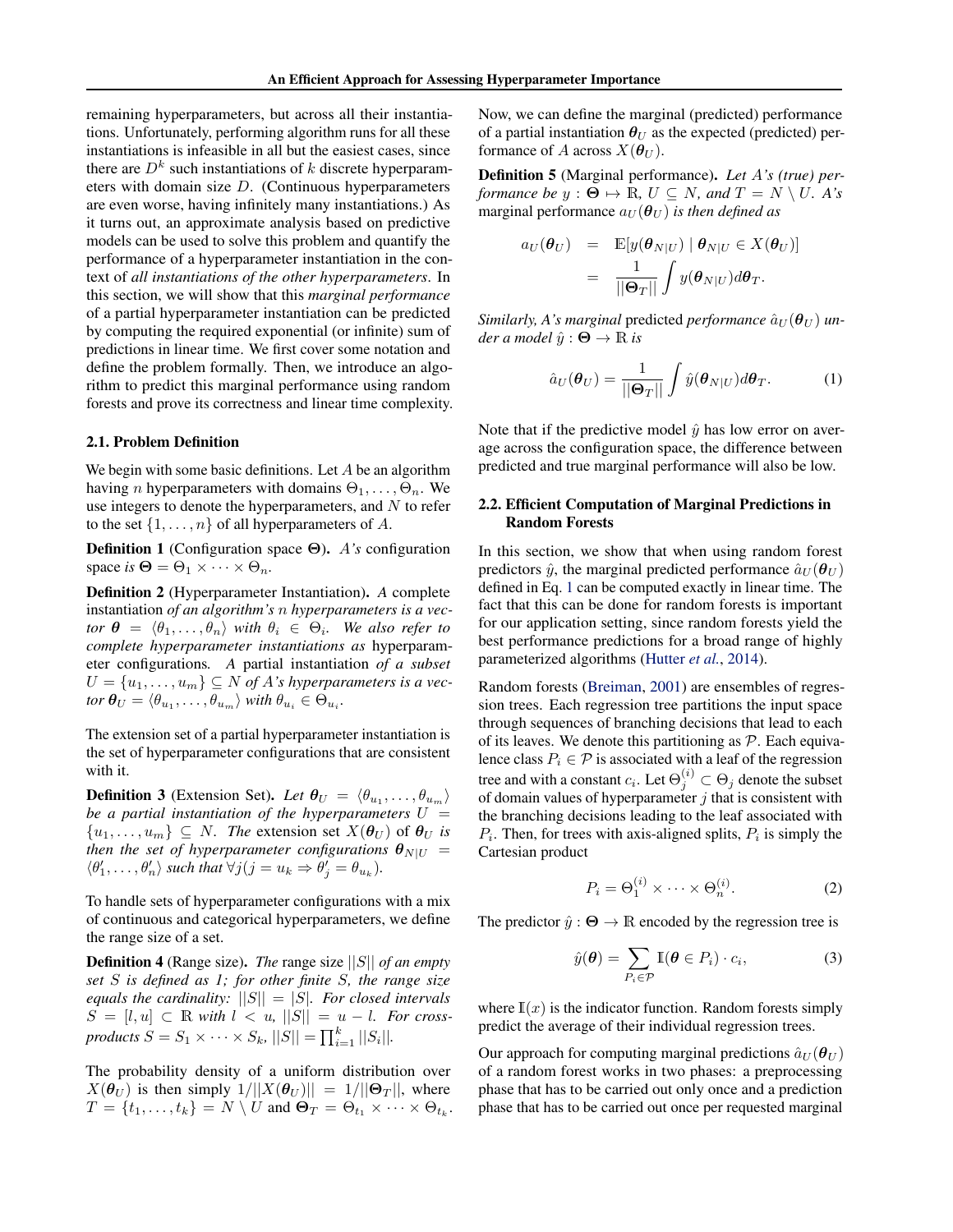remaining hyperparameters, but across all their instantiations. Unfortunately, performing algorithm runs for all these instantiations is infeasible in all but the easiest cases, since there are $D^k$ such instantiations of $k$ discrete hyperparameters with domain size $D$. (Continuous hyperparameters are even worse, having infinitely many instantiations.) As it turns out, an approximate analysis based on predictive models can be used to solve this problem and quantify the performance of a hyperparameter instantiation in the context of *all instantiations of the other hyperparameters*. In this section, we will show that this *marginal performance* of a partial hyperparameter instantiation can be predicted by computing the required exponential (or infinite) sum of predictions in linear time. We first cover some notation and define the problem formally. Then, we introduce an algorithm to predict this marginal performance using random forests and prove its correctness and linear time complexity.

### 2.1. Problem Definition

We begin with some basic definitions. Let $A$ be an algorithm having $n$ hyperparameters with domains $\Theta_1, \dots, \Theta_n$. We use integers to denote the hyperparameters, and $N$ to refer to the set $\{1, \dots, n\}$ of all hyperparameters of $A$.

**Definition 1** (Configuration space $\mathbf{\Theta}$). *A's configuration space is* $\mathbf{\Theta} = \Theta_1 \times \cdots \times \Theta_n$.

**Definition 2** (Hyperparameter Instantiation). *A* complete instantiation *of an algorithm's $n$ hyperparameters is a vector* $\boldsymbol{\theta} = \langle \theta_1, \dots, \theta_n \rangle$ *with* $\theta_i \in \Theta_i$. *We also refer to complete hyperparameter instantiations as* hyperparameter configurations*. A* partial instantiation *of a subset* $U = \{u_1, \dots, u_m\} \subseteq N$ *of A's hyperparameters is a vector* $\boldsymbol{\theta}_U = \langle \theta_{u_1}, \dots, \theta_{u_m} \rangle$ *with* $\theta_{u_i} \in \Theta_{u_i}$.

The extension set of a partial hyperparameter instantiation is the set of hyperparameter configurations that are consistent with it.

**Definition 3** (Extension Set). *Let* $\boldsymbol{\theta}_U = \langle \theta_{u_1}, \dots, \theta_{u_m} \rangle$ *be a partial instantiation of the hyperparameters* $U = \{u_1, \dots, u_m\} \subseteq N$. *The* extension set $X(\boldsymbol{\theta}_U)$ of $\boldsymbol{\theta}_U$ *is then the set of hyperparameter configurations* $\boldsymbol{\theta}_{N|U} = \langle \theta'_1, \dots, \theta'_n \rangle$ *such that* $\forall j (j = u_k \Rightarrow \theta'_j = \theta_{u_k})$.

To handle sets of hyperparameter configurations with a mix of continuous and categorical hyperparameters, we define the range size of a set.

**Definition 4** (Range size). *The* range size $||S||$ *of an empty set $S$ is defined as 1; for other finite $S$, the range size equals the cardinality:* $||S|| = |S|$. *For closed intervals* $S = [l, u] \subset \mathbb{R}$ *with* $l < u$, $||S|| = u - l$. *For cross-products* $S = S_1 \times \cdots \times S_k$, $||S|| = \prod_{i=1}^{k} ||S_i||$.

The probability density of a uniform distribution over $X(\boldsymbol{\theta}_U)$ is then simply $1/||X(\boldsymbol{\theta}_U)|| = 1/||\mathbf{\Theta}_T||$, where $T = \{t_1, \dots, t_k\} = N \setminus U$ and $\mathbf{\Theta}_T = \Theta_{t_1} \times \cdots \times \Theta_{t_k}$.

Now, we can define the marginal (predicted) performance of a partial instantiation $\boldsymbol{\theta}_U$ as the expected (predicted) performance of $A$ across $X(\boldsymbol{\theta}_U)$.

**Definition 5** (Marginal performance). *Let A's (true) performance be* $y : \mathbf{\Theta} \mapsto \mathbb{R}$, $U \subseteq N$, *and* $T = N \setminus U$. *A's* marginal performance $a_U(\boldsymbol{\theta}_U)$ *is then defined as*

$$
\begin{aligned}
a_U(\boldsymbol{\theta}_U) &= \mathbb{E}[y(\boldsymbol{\theta}_{N|U}) \mid \boldsymbol{\theta}_{N|U} \in X(\boldsymbol{\theta}_U)] \\
&= \frac{1}{||\mathbf{\Theta}_T||} \int y(\boldsymbol{\theta}_{N|U}) d\boldsymbol{\theta}_T.
\end{aligned}
$$

*Similarly, A's marginal* predicted *performance* $\hat{a}_U(\boldsymbol{\theta}_U)$ *under a model* $\hat{y} : \mathbf{\Theta} \to \mathbb{R}$ *is*

$$
\hat{a}_U(\boldsymbol{\theta}_U) = \frac{1}{||\mathbf{\Theta}_T||} \int \hat{y}(\boldsymbol{\theta}_{N|U}) d\boldsymbol{\theta}_T. \tag{1}
$$

Note that if the predictive model $\hat{y}$ has low error on average across the configuration space, the difference between predicted and true marginal performance will also be low.

### 2.2. Efficient Computation of Marginal Predictions in Random Forests

In this section, we show that when using random forest predictors $\hat{y}$, the marginal predicted performance $\hat{a}_U(\boldsymbol{\theta}_U)$ defined in Eq. 1 can be computed exactly in linear time. The fact that this can be done for random forests is important for our application setting, since random forests yield the best performance predictions for a broad range of highly parameterized algorithms (Hutter *et al.*, 2014).

Random forests (Breiman, 2001) are ensembles of regression trees. Each regression tree partitions the input space through sequences of branching decisions that lead to each of its leaves. We denote this partitioning as $\mathcal{P}$. Each equivalence class $P_i \in \mathcal{P}$ is associated with a leaf of the regression tree and with a constant $c_i$. Let $\Theta_j^{(i)} \subset \Theta_j$ denote the subset of domain values of hyperparameter $j$ that is consistent with the branching decisions leading to the leaf associated with $P_i$. Then, for trees with axis-aligned splits, $P_i$ is simply the Cartesian product

$$
P_i = \Theta_1^{(i)} \times \cdots \times \Theta_n^{(i)}. \tag{2}
$$

The predictor $\hat{y} : \mathbf{\Theta} \to \mathbb{R}$ encoded by the regression tree is

$$
\hat{y}(\boldsymbol{\theta}) = \sum_{P_i \in \mathcal{P}} \mathbb{I}(\boldsymbol{\theta} \in P_i) \cdot c_i, \tag{3}
$$

where $\mathbb{I}(x)$ is the indicator function. Random forests simply predict the average of their individual regression trees.

Our approach for computing marginal predictions $\hat{a}_U(\boldsymbol{\theta}_U)$ of a random forest works in two phases: a preprocessing phase that has to be carried out only once and a prediction phase that has to be carried out once per requested marginal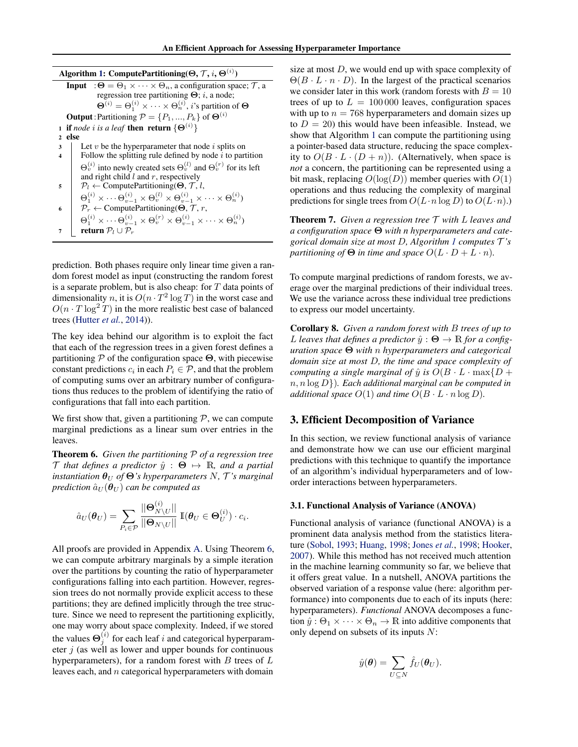**Algorithm 1: ComputePartitioning($\boldsymbol{\Theta}$, $\mathcal{T}$, $i$, $\boldsymbol{\Theta}^{(i)}$)**

**Input** : $\boldsymbol{\Theta} = \Theta_1 \times \cdots \times \Theta_n$, a configuration space; $\mathcal{T}$, a regression tree partitioning $\boldsymbol{\Theta}$; $i$, a node; $\boldsymbol{\Theta}^{(i)} = \Theta_1^{(i)} \times \cdots \times \Theta_n^{(i)}$, $i$'s partition of $\boldsymbol{\Theta}$

**Output** : Partitioning $\mathcal{P} = \{P_1, ..., P_k\}$ of $\boldsymbol{\Theta}^{(i)}$

```
1 if node i is a leaf then return {Θ^(i)}
2 else
3     Let v be the hyperparameter that node i splits on
4     Follow the splitting rule defined by node i to partition
      Θ_v^(i) into newly created sets Θ_v^(l) and Θ_v^(r) for its left
      and right child l and r, respectively
5     P_l ← ComputePartitioning(Θ, T, l,
      Θ_1^(i) × ··· Θ_{v-1}^(i) × Θ_v^(l) × Θ_{v-1}^(i) × ··· × Θ_n^(i))
6     P_r ← ComputePartitioning(Θ, T, r,
      Θ_1^(i) × ··· Θ_{v-1}^(i) × Θ_v^(r) × Θ_{v-1}^(i) × ··· × Θ_n^(i))
7     return P_l ∪ P_r
```

prediction. Both phases require only linear time given a random forest model as input (constructing the random forest is a separate problem, but is also cheap: for $T$ data points of dimensionality $n$, it is $O(n \cdot T^2 \log T)$ in the worst case and $O(n \cdot T \log^2 T)$ in the more realistic best case of balanced trees (Hutter *et al.*, 2014)).

The key idea behind our algorithm is to exploit the fact that each of the regression trees in a given forest defines a partitioning $\mathcal{P}$ of the configuration space $\boldsymbol{\Theta}$, with piecewise constant predictions $c_i$ in each $P_i \in \mathcal{P}$, and that the problem of computing sums over an arbitrary number of configurations thus reduces to the problem of identifying the ratio of configurations that fall into each partition.

We first show that, given a partitioning $\mathcal{P}$, we can compute marginal predictions as a linear sum over entries in the leaves.

**Theorem 6.** *Given the partitioning $\mathcal{P}$ of a regression tree $\mathcal{T}$ that defines a predictor $\hat{y} : \boldsymbol{\Theta} \mapsto \mathbb{R}$, and a partial instantiation $\boldsymbol{\theta}_U$ of $\boldsymbol{\Theta}$'s hyperparameters $N$, $\mathcal{T}$'s marginal prediction $\hat{a}_U(\boldsymbol{\theta}_U)$ can be computed as*

$$\hat{a}_U(\boldsymbol{\theta}_U) = \sum_{P_i \in \mathcal{P}} \frac{||\boldsymbol{\Theta}_{N \setminus U}^{(i)}||}{||\boldsymbol{\Theta}_{N \setminus U}||} \mathbb{I}(\boldsymbol{\theta}_U \in \boldsymbol{\Theta}_U^{(i)}) \cdot c_i.$$

All proofs are provided in Appendix A. Using Theorem 6, we can compute arbitrary marginals by a simple iteration over the partitions by counting the ratio of hyperparameter configurations falling into each partition. However, regression trees do not normally provide explicit access to these partitions; they are defined implicitly through the tree structure. Since we need to represent the partitioning explicitly, one may worry about space complexity. Indeed, if we stored the values $\boldsymbol{\Theta}_j^{(i)}$ for each leaf $i$ and categorical hyperparameter $j$ (as well as lower and upper bounds for continuous hyperparameters), for a random forest with $B$ trees of $L$ leaves each, and $n$ categorical hyperparameters with domain size at most $D$, we would end up with space complexity of $\Theta(B \cdot L \cdot n \cdot D)$. In the largest of the practical scenarios we consider later in this work (random forests with $B = 10$ trees of up to $L = 100\,000$ leaves, configuration spaces with up to $n = 768$ hyperparameters and domain sizes up to $D = 20$) this would have been infeasible. Instead, we show that Algorithm 1 can compute the partitioning using a pointer-based data structure, reducing the space complexity to $O(B \cdot L \cdot (D + n))$. (Alternatively, when space is *not* a concern, the partitioning can be represented using a bit mask, replacing $O(\log(D))$ member queries with $O(1)$ operations and thus reducing the complexity of marginal predictions for single trees from $O(L \cdot n \log D)$ to $O(L \cdot n)$.)

**Theorem 7.** *Given a regression tree $\mathcal{T}$ with $L$ leaves and a configuration space $\boldsymbol{\Theta}$ with $n$ hyperparameters and categorical domain size at most $D$, Algorithm 1 computes $\mathcal{T}$'s partitioning of $\boldsymbol{\Theta}$ in time and space $O(L \cdot D + L \cdot n)$.*

To compute marginal predictions of random forests, we average over the marginal predictions of their individual trees. We use the variance across these individual tree predictions to express our model uncertainty.

**Corollary 8.** *Given a random forest with $B$ trees of up to $L$ leaves that defines a predictor $\hat{y} : \boldsymbol{\Theta} \rightarrow \mathbb{R}$ for a configuration space $\boldsymbol{\Theta}$ with $n$ hyperparameters and categorical domain size at most $D$, the time and space complexity of computing a single marginal of $\hat{y}$ is $O(B \cdot L \cdot \max\{D + n, n \log D\})$. Each additional marginal can be computed in additional space $O(1)$ and time $O(B \cdot L \cdot n \log D)$.*

## 3. Efficient Decomposition of Variance

In this section, we review functional analysis of variance and demonstrate how we can use our efficient marginal predictions with this technique to quantify the importance of an algorithm's individual hyperparameters and of low-order interactions between hyperparameters.

### 3.1. Functional Analysis of Variance (ANOVA)

Functional analysis of variance (functional ANOVA) is a prominent data analysis method from the statistics literature (Sobol, 1993; Huang, 1998; Jones *et al.*, 1998; Hooker, 2007). While this method has not received much attention in the machine learning community so far, we believe that it offers great value. In a nutshell, ANOVA partitions the observed variation of a response value (here: algorithm performance) into components due to each of its inputs (here: hyperparameters). *Functional* ANOVA decomposes a function $\hat{y} : \Theta_1 \times \cdots \times \Theta_n \rightarrow \mathbb{R}$ into additive components that only depend on subsets of its inputs $N$:

$$\hat{y}(\boldsymbol{\theta}) = \sum_{U \subseteq N} \hat{f}_U(\boldsymbol{\theta}_U).$$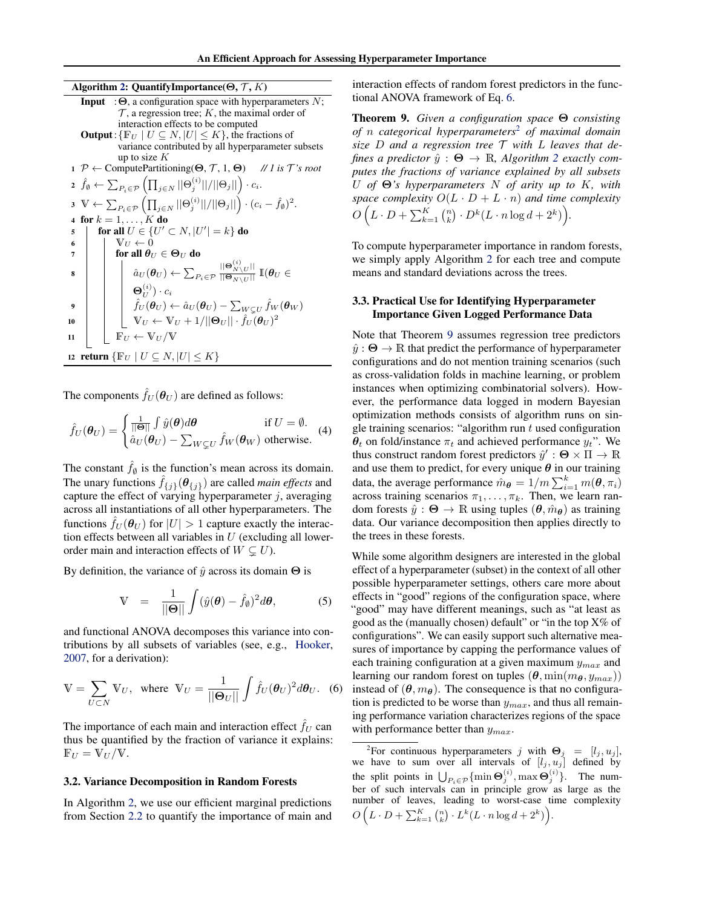**Algorithm 2: QuantifyImportance($\Theta$, $\mathcal{T}$, $K$)**

**Input** : $\mathbf{\Theta}$, a configuration space with hyperparameters $N$; $\mathcal{T}$, a regression tree; $K$, the maximal order of interaction effects to be computed

**Output** : $\{\mathbb{F}_U \mid U \subseteq N, |U| \leq K\}$, the fractions of variance contributed by all hyperparameter subsets up to size $K$

```
1  P ← ComputePartitioning(Θ, T, 1, Θ)    // 1 is T's root
2  f̂_∅ ← Σ_{P_i∈P} ( Π_{j∈N} ||Θ_j^(i)||/||Θ_j|| ) · c_i.
3  V ← Σ_{P_i∈P} ( Π_{j∈N} ||Θ_j^(i)||/||Θ_j|| ) · (c_i − f̂_∅)².
4  for k = 1, ..., K do
5      for all U ∈ {U' ⊂ N, |U'| = k} do
6          V_U ← 0
7          for all θ_U ∈ Θ_U do
8              â_U(θ_U) ← Σ_{P_i∈P} (||Θ_{N\U}^(i)|| / ||Θ_{N\U}||) 𝕀(θ_U ∈ Θ_U^(i)) · c_i
9              f̂_U(θ_U) ← â_U(θ_U) − Σ_{W⊊U} f̂_W(θ_W)
10             V_U ← V_U + 1/||Θ_U|| · f̂_U(θ_U)²
11         F_U ← V_U / V
12 return {F_U | U ⊆ N, |U| ≤ K}
```

The components $\hat{f}_U(\boldsymbol{\theta}_U)$ are defined as follows:

$$\hat{f}_U(\boldsymbol{\theta}_U) = \begin{cases} \frac{1}{||\mathbf{\Theta}||}\int \hat{y}(\boldsymbol{\theta})d\boldsymbol{\theta} & \text{if } U = \emptyset. \\ \hat{a}_U(\boldsymbol{\theta}_U) - \sum_{W \subsetneq U} \hat{f}_W(\boldsymbol{\theta}_W) & \text{otherwise.} \end{cases} \quad (4)$$

The constant $\hat{f}_\emptyset$ is the function's mean across its domain. The unary functions $\hat{f}_{\{j\}}(\boldsymbol{\theta}_{\{j\}})$ are called *main effects* and capture the effect of varying hyperparameter $j$, averaging across all instantiations of all other hyperparameters. The functions $\hat{f}_U(\boldsymbol{\theta}_U)$ for $|U| > 1$ capture exactly the interaction effects between all variables in $U$ (excluding all lower-order main and interaction effects of $W \subsetneq U$).

By definition, the variance of $\hat{y}$ across its domain $\mathbf{\Theta}$ is

$$\mathbb{V} \quad = \quad \frac{1}{||\mathbf{\Theta}||}\int (\hat{y}(\boldsymbol{\theta}) - \hat{f}_\emptyset)^2 d\boldsymbol{\theta}, \quad (5)$$

and functional ANOVA decomposes this variance into contributions by all subsets of variables (see, e.g., Hooker, 2007, for a derivation):

$$\mathbb{V} = \sum_{U \subset N} \mathbb{V}_U, \;\; \text{where} \;\; \mathbb{V}_U = \frac{1}{||\mathbf{\Theta}_U||}\int \hat{f}_U(\boldsymbol{\theta}_U)^2 d\boldsymbol{\theta}_U. \quad (6)$$

The importance of each main and interaction effect $\hat{f}_U$ can thus be quantified by the fraction of variance it explains: $\mathbb{F}_U = \mathbb{V}_U/\mathbb{V}$.

### 3.2. Variance Decomposition in Random Forests

In Algorithm 2, we use our efficient marginal predictions from Section 2.2 to quantify the importance of main and interaction effects of random forest predictors in the functional ANOVA framework of Eq. 6.

**Theorem 9.** *Given a configuration space $\mathbf{\Theta}$ consisting of $n$ categorical hyperparameters*[2] *of maximal domain size $D$ and a regression tree $\mathcal{T}$ with $L$ leaves that defines a predictor $\hat{y} : \mathbf{\Theta} \to \mathbb{R}$, Algorithm 2 exactly computes the fractions of variance explained by all subsets $U$ of $\mathbf{\Theta}$'s hyperparameters $N$ of arity up to $K$, with space complexity $O(L \cdot D + L \cdot n)$ and time complexity $O\left(L \cdot D + \sum_{k=1}^{K}\binom{n}{k} \cdot D^k(L \cdot n \log d + 2^k)\right)$.*

To compute hyperparameter importance in random forests, we simply apply Algorithm 2 for each tree and compute means and standard deviations across the trees.

### 3.3. Practical Use for Identifying Hyperparameter Importance Given Logged Performance Data

Note that Theorem 9 assumes regression tree predictors $\hat{y} : \mathbf{\Theta} \to \mathbb{R}$ that predict the performance of hyperparameter configurations and do not mention training scenarios (such as cross-validation folds in machine learning, or problem instances when optimizing combinatorial solvers). However, the performance data logged in modern Bayesian optimization methods consists of algorithm runs on single training scenarios: "algorithm run $t$ used configuration $\boldsymbol{\theta}_t$ on fold/instance $\pi_t$ and achieved performance $y_t$". We thus construct random forest predictors $\hat{y}' : \mathbf{\Theta} \times \Pi \to \mathbb{R}$ and use them to predict, for every unique $\boldsymbol{\theta}$ in our training data, the average performance $\hat{m}_{\boldsymbol{\theta}} = 1/m\sum_{i=1}^{k} m(\boldsymbol{\theta}, \pi_i)$ across training scenarios $\pi_1, \ldots, \pi_k$. Then, we learn random forests $\hat{y} : \mathbf{\Theta} \to \mathbb{R}$ using tuples $(\boldsymbol{\theta}, \hat{m}_{\boldsymbol{\theta}})$ as training data. Our variance decomposition then applies directly to the trees in these forests.

While some algorithm designers are interested in the global effect of a hyperparameter (subset) in the context of all other possible hyperparameter settings, others care more about effects in "good" regions of the configuration space, where "good" may have different meanings, such as "at least as good as the (manually chosen) default" or "in the top X% of configurations". We can easily support such alternative measures of importance by capping the performance values of each training configuration at a given maximum $y_{max}$ and learning our random forest on tuples $(\boldsymbol{\theta}, \min(m_{\boldsymbol{\theta}}, y_{max}))$ instead of $(\boldsymbol{\theta}, m_{\boldsymbol{\theta}})$. The consequence is that no configuration is predicted to be worse than $y_{max}$, and thus all remaining performance variation characterizes regions of the space with performance better than $y_{max}$.

[2]For continuous hyperparameters $j$ with $\mathbf{\Theta}_j = [l_j, u_j]$, we have to sum over all intervals of $[l_j, u_j]$ defined by the split points in $\bigcup_{P_i \in \mathcal{P}}\{\min \mathbf{\Theta}_j^{(i)}, \max \mathbf{\Theta}_j^{(i)}\}$. The number of such intervals can in principle grow as large as the number of leaves, leading to worst-case time complexity $O\left(L \cdot D + \sum_{k=1}^{K}\binom{n}{k} \cdot L^k(L \cdot n \log d + 2^k)\right)$.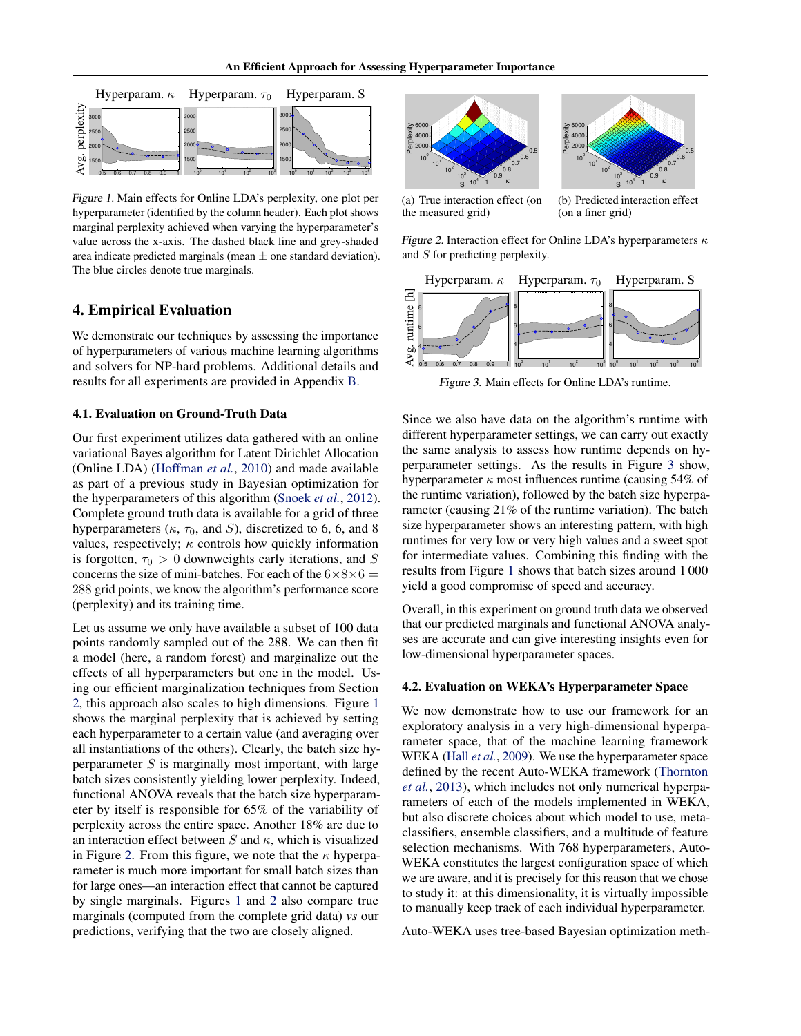Figure 1. Main effects for Online LDA's perplexity, one plot per hyperparameter (identified by the column header). Each plot shows marginal perplexity achieved when varying the hyperparameter's value across the x-axis. The dashed black line and grey-shaded area indicate predicted marginals (mean ± one standard deviation). The blue circles denote true marginals.

## 4. Empirical Evaluation

We demonstrate our techniques by assessing the importance of hyperparameters of various machine learning algorithms and solvers for NP-hard problems. Additional details and results for all experiments are provided in Appendix B.

### 4.1. Evaluation on Ground-Truth Data

Our first experiment utilizes data gathered with an online variational Bayes algorithm for Latent Dirichlet Allocation (Online LDA) (Hoffman *et al.*, 2010) and made available as part of a previous study in Bayesian optimization for the hyperparameters of this algorithm (Snoek *et al.*, 2012). Complete ground truth data is available for a grid of three hyperparameters ($\kappa$, $\tau_0$, and $S$), discretized to 6, 6, and 8 values, respectively; $\kappa$ controls how quickly information is forgotten, $\tau_0 > 0$ downweights early iterations, and $S$ concerns the size of mini-batches. For each of the $6 \times 8 \times 6 = 288$ grid points, we know the algorithm's performance score (perplexity) and its training time.

Let us assume we only have available a subset of 100 data points randomly sampled out of the 288. We can then fit a model (here, a random forest) and marginalize out the effects of all hyperparameters but one in the model. Using our efficient marginalization techniques from Section 2, this approach also scales to high dimensions. Figure 1 shows the marginal perplexity that is achieved by setting each hyperparameter to a certain value (and averaging over all instantiations of the others). Clearly, the batch size hyperparameter $S$ is marginally most important, with large batch sizes consistently yielding lower perplexity. Indeed, functional ANOVA reveals that the batch size hyperparameter by itself is responsible for 65% of the variability of perplexity across the entire space. Another 18% are due to an interaction effect between $S$ and $\kappa$, which is visualized in Figure 2. From this figure, we note that the $\kappa$ hyperparameter is much more important for small batch sizes than for large ones—an interaction effect that cannot be captured by single marginals. Figures 1 and 2 also compare true marginals (computed from the complete grid data) *vs* our predictions, verifying that the two are closely aligned.

(a) True interaction effect (on the measured grid)

(b) Predicted interaction effect (on a finer grid)

Figure 2. Interaction effect for Online LDA's hyperparameters $\kappa$ and $S$ for predicting perplexity.

Figure 3. Main effects for Online LDA's runtime.

Since we also have data on the algorithm's runtime with different hyperparameter settings, we can carry out exactly the same analysis to assess how runtime depends on hyperparameter settings. As the results in Figure 3 show, hyperparameter $\kappa$ most influences runtime (causing 54% of the runtime variation), followed by the batch size hyperparameter (causing 21% of the runtime variation). The batch size hyperparameter shows an interesting pattern, with high runtimes for very low or very high values and a sweet spot for intermediate values. Combining this finding with the results from Figure 1 shows that batch sizes around 1 000 yield a good compromise of speed and accuracy.

Overall, in this experiment on ground truth data we observed that our predicted marginals and functional ANOVA analyses are accurate and can give interesting insights even for low-dimensional hyperparameter spaces.

### 4.2. Evaluation on WEKA's Hyperparameter Space

We now demonstrate how to use our framework for an exploratory analysis in a very high-dimensional hyperparameter space, that of the machine learning framework WEKA (Hall *et al.*, 2009). We use the hyperparameter space defined by the recent Auto-WEKA framework (Thornton *et al.*, 2013), which includes not only numerical hyperparameters of each of the models implemented in WEKA, but also discrete choices about which model to use, meta-classifiers, ensemble classifiers, and a multitude of feature selection mechanisms. With 768 hyperparameters, Auto-WEKA constitutes the largest configuration space of which we are aware, and it is precisely for this reason that we chose to study it: at this dimensionality, it is virtually impossible to manually keep track of each individual hyperparameter.

Auto-WEKA uses tree-based Bayesian optimization meth-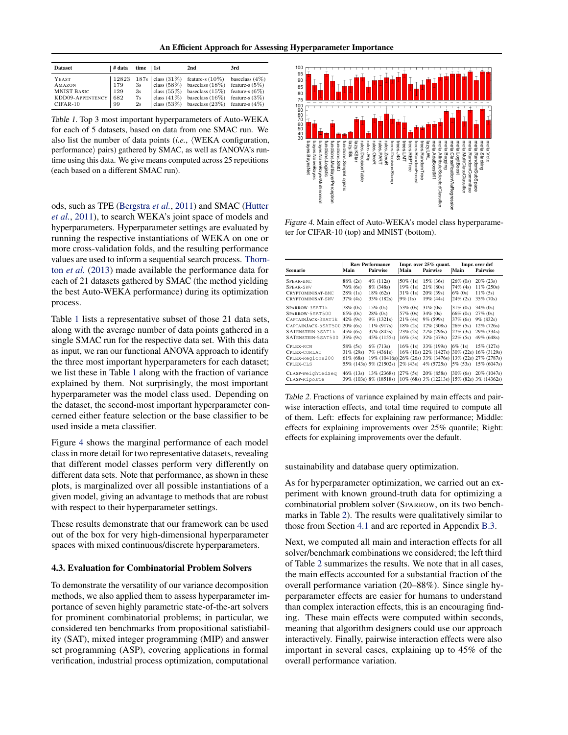| Dataset | # data | time | 1st | 2nd | 3rd |
|---|---|---|---|---|---|
| YEAST | 12823 | 187s | class (31%) | feature-s (10%) | baseclass (4%) |
| AMAZON | 179 | 3s | class (58%) | baseclass (18%) | feature-s (5%) |
| MNIST BASIC | 129 | 3s | class (55%) | baseclass (15%) | feature-s (6%) |
| KDD09-APPENTENCY | 682 | 7s | class (41%) | baseclass (16%) | feature-s (3%) |
| CIFAR-10 | 99 | 2s | class (53%) | baseclass (23%) | feature-s (4%) |

*Table 1.* Top 3 most important hyperparameters of Auto-WEKA for each of 5 datasets, based on data from one SMAC run. We also list the number of data points (*i.e.*, ⟨WEKA configuration, performance⟩ pairs) gathered by SMAC, as well as fANOVA's runtime using this data. We give means computed across 25 repetitions (each based on a different SMAC run).

ods, such as TPE (Bergstra *et al.*, 2011) and SMAC (Hutter *et al.*, 2011), to search WEKA's joint space of models and hyperparameters. Hyperparameter settings are evaluated by running the respective instantiations of WEKA on one or more cross-validation folds, and the resulting performance values are used to inform a sequential search process. Thornton *et al.* (2013) made available the performance data for each of 21 datasets gathered by SMAC (the method yielding the best Auto-WEKA performance) during its optimization process.

Table 1 lists a representative subset of those 21 data sets, along with the average number of data points gathered in a single SMAC run for the respective data set. With this data as input, we ran our functional ANOVA approach to identify the three most important hyperparameters for each dataset; we list these in Table 1 along with the fraction of variance explained by them. Not surprisingly, the most important hyperparameter was the model class used. Depending on the dataset, the second-most important hyperparameter concerned either feature selection or the base classifier to be used inside a meta classifier.

Figure 4 shows the marginal performance of each model class in more detail for two representative datasets, revealing that different model classes perform very differently on different data sets. Note that performance, as shown in these plots, is marginalized over all possible instantiations of a given model, giving an advantage to methods that are robust with respect to their hyperparameter settings.

These results demonstrate that our framework can be used out of the box for very high-dimensional hyperparameter spaces with mixed continuous/discrete hyperparameters.

### 4.3. Evaluation for Combinatorial Problem Solvers

To demonstrate the versatility of our variance decomposition methods, we also applied them to assess hyperparameter importance of seven highly parametric state-of-the-art solvers for prominent combinatorial problems; in particular, we considered ten benchmarks from propositional satisfiability (SAT), mixed integer programming (MIP) and answer set programming (ASP), covering applications in formal verification, industrial process optimization, computational

*Figure 4.* Main effect of Auto-WEKA's model class hyperparameter for CIFAR-10 (top) and MNIST (bottom).

| Scenario | Raw Performance Main | Raw Performance Pairwise | Impr. over 25% quant. Main | Impr. over 25% quant. Pairwise | Impr. over def Main | Impr. over def Pairwise |
|---|---|---|---|---|---|---|
| SPEAR-BMC | 88% (2s) | 4% (112s) | 50% (1s) | 15% (36s) | 26% (0s) | 20% (23s) |
| SPEAR-SWV | 76% (6s) | 8% (348s) | 19% (1s) | 21% (80s) | 74% (4s) | 11% (250s) |
| CRYPTOMINISAT-BMC | 28% (1s) | 18% (62s) | 31% (1s) | 20% (39s) | 6% (0s) | 11% (5s) |
| CRYPTOMINISAT-SWV | 37% (4s) | 33% (182s) | 9% (1s) | 19% (44s) | 24% (2s) | 35% (70s) |
| SPARROW-3SAT1k | 78% (0s) | 15% (0s) | 53% (0s) | 31% (0s) | 31% (0s) | 34% (0s) |
| SPARROW-5SAT500 | 65% (0s) | 28% (0s) | 57% (0s) | 34% (0s) | 66% (0s) | 27% (0s) |
| CAPTAINJACK-3SAT1k | 42% (9s) | 9% (1321s) | 21% (4s) | 9% (599s) | 37% (6s) | 9% (832s) |
| CAPTAINJACK-5SAT500 | 20% (6s) | 11% (917s) | 18% (2s) | 12% (308s) | 26% (5s) | 12% (726s) |
| SATENSTEIN-3SAT1k | 45% (6s) | 37% (845s) | 23% (2s) | 27% (296s) | 27% (3s) | 29% (334s) |
| SATENSTEIN-5SAT500 | 33% (9s) | 45% (1155s) | 16% (3s) | 32% (379s) | 22% (5s) | 49% (648s) |
| CPLEX-RCW | 58% (5s) | 6% (713s) | 16% (1s) | 33% (199s) | 6% (1s) | 15% (127s) |
| CPLEX-CORLAT | 31% (29s) | 7% (4361s) | 16% (10s) | 22% (1427s) | 30% (22s) | 16% (3129s) |
| CPLEX-Regions200 | 61% (68s) | 19% (10416s) | 26% (26s) | 33% (3476s) | 13% (22s) | 27% (2787s) |
| CPLEX-CLS | 55% (143s) | 5% (21502s) | 2% (43s) | 4% (5725s) | 5% (53s) | 15% (6047s) |
| CLASP-WeightedSeq | 46% (13s) | 13% (2368s) | 27% (5s) | 20% (858s) | 30% (6s) | 20% (1047s) |
| CLASP-Riposte | 39% (103s) | 8% (18518s) | 10% (68s) | 3% (12213s) | 15% (82s) | 3% (14362s) |

*Table 2.* Fractions of variance explained by main effects and pairwise interaction effects, and total time required to compute all of them. Left: effects for explaining raw performance; Middle: effects for explaining improvements over 25% quantile; Right: effects for explaining improvements over the default.

sustainability and database query optimization.

As for hyperparameter optimization, we carried out an experiment with known ground-truth data for optimizing a combinatorial problem solver (SPARROW, on its two benchmarks in Table 2). The results were qualitatively similar to those from Section 4.1 and are reported in Appendix B.3.

Next, we computed all main and interaction effects for all solver/benchmark combinations we considered; the left third of Table 2 summarizes the results. We note that in all cases, the main effects accounted for a substantial fraction of the overall performance variation (20–88%). Since single hyperparameter effects are easier for humans to understand than complex interaction effects, this is an encouraging finding. These main effects were computed within seconds, meaning that algorithm designers could use our approach interactively. Finally, pairwise interaction effects were also important in several cases, explaining up to 45% of the overall performance variation.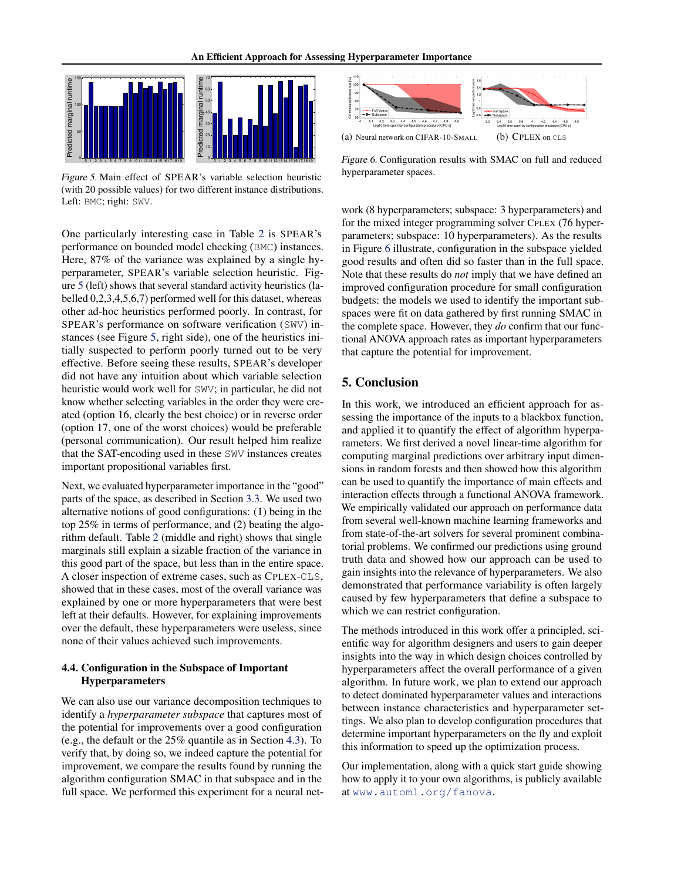*Figure 5.* Main effect of SPEAR's variable selection heuristic (with 20 possible values) for two different instance distributions. Left: BMC; right: SWV.

One particularly interesting case in Table 2 is SPEAR's performance on bounded model checking (BMC) instances. Here, 87% of the variance was explained by a single hyperparameter, SPEAR's variable selection heuristic. Figure 5 (left) shows that several standard activity heuristics (labelled 0,2,3,4,5,6,7) performed well for this dataset, whereas other ad-hoc heuristics performed poorly. In contrast, for SPEAR's performance on software verification (SWV) instances (see Figure 5, right side), one of the heuristics initially suspected to perform poorly turned out to be very effective. Before seeing these results, SPEAR's developer did not have any intuition about which variable selection heuristic would work well for SWV; in particular, he did not know whether selecting variables in the order they were created (option 16, clearly the best choice) or in reverse order (option 17, one of the worst choices) would be preferable (personal communication). Our result helped him realize that the SAT-encoding used in these SWV instances creates important propositional variables first.

Next, we evaluated hyperparameter importance in the "good" parts of the space, as described in Section 3.3. We used two alternative notions of good configurations: (1) being in the top 25% in terms of performance, and (2) beating the algorithm default. Table 2 (middle and right) shows that single marginals still explain a sizable fraction of the variance in this good part of the space, but less than in the entire space. A closer inspection of extreme cases, such as CPLEX-CLS, showed that in these cases, most of the overall variance was explained by one or more hyperparameters that were best left at their defaults. However, for explaining improvements over the default, these hyperparameters were useless, since none of their values achieved such improvements.

### 4.4. Configuration in the Subspace of Important Hyperparameters

We can also use our variance decomposition techniques to identify a *hyperparameter subspace* that captures most of the potential for improvements over a good configuration (e.g., the default or the 25% quantile as in Section 4.3). To verify that, by doing so, we indeed capture the potential for improvement, we compare the results found by running the algorithm configuration SMAC in that subspace and in the full space. We performed this experiment for a neural network (8 hyperparameters; subspace: 3 hyperparameters) and for the mixed integer programming solver CPLEX (76 hyperparameters; subspace: 10 hyperparameters). As the results in Figure 6 illustrate, configuration in the subspace yielded good results and often did so faster than in the full space. Note that these results do *not* imply that we have defined an improved configuration procedure for small configuration budgets: the models we used to identify the important subspaces were fit on data gathered by first running SMAC in the complete space. However, they *do* confirm that our functional ANOVA approach rates as important hyperparameters that capture the potential for improvement.

(a) Neural network on CIFAR-10-SMALL (b) CPLEX on CLS

*Figure 6.* Configuration results with SMAC on full and reduced hyperparameter spaces.

## 5. Conclusion

In this work, we introduced an efficient approach for assessing the importance of the inputs to a blackbox function, and applied it to quantify the effect of algorithm hyperparameters. We first derived a novel linear-time algorithm for computing marginal predictions over arbitrary input dimensions in random forests and then showed how this algorithm can be used to quantify the importance of main effects and interaction effects through a functional ANOVA framework. We empirically validated our approach on performance data from several well-known machine learning frameworks and from state-of-the-art solvers for several prominent combinatorial problems. We confirmed our predictions using ground truth data and showed how our approach can be used to gain insights into the relevance of hyperparameters. We also demonstrated that performance variability is often largely caused by few hyperparameters that define a subspace to which we can restrict configuration.

The methods introduced in this work offer a principled, scientific way for algorithm designers and users to gain deeper insights into the way in which design choices controlled by hyperparameters affect the overall performance of a given algorithm. In future work, we plan to extend our approach to detect dominated hyperparameter values and interactions between instance characteristics and hyperparameter settings. We also plan to develop configuration procedures that determine important hyperparameters on the fly and exploit this information to speed up the optimization process.

Our implementation, along with a quick start guide showing how to apply it to your own algorithms, is publicly available at www.automl.org/fanova.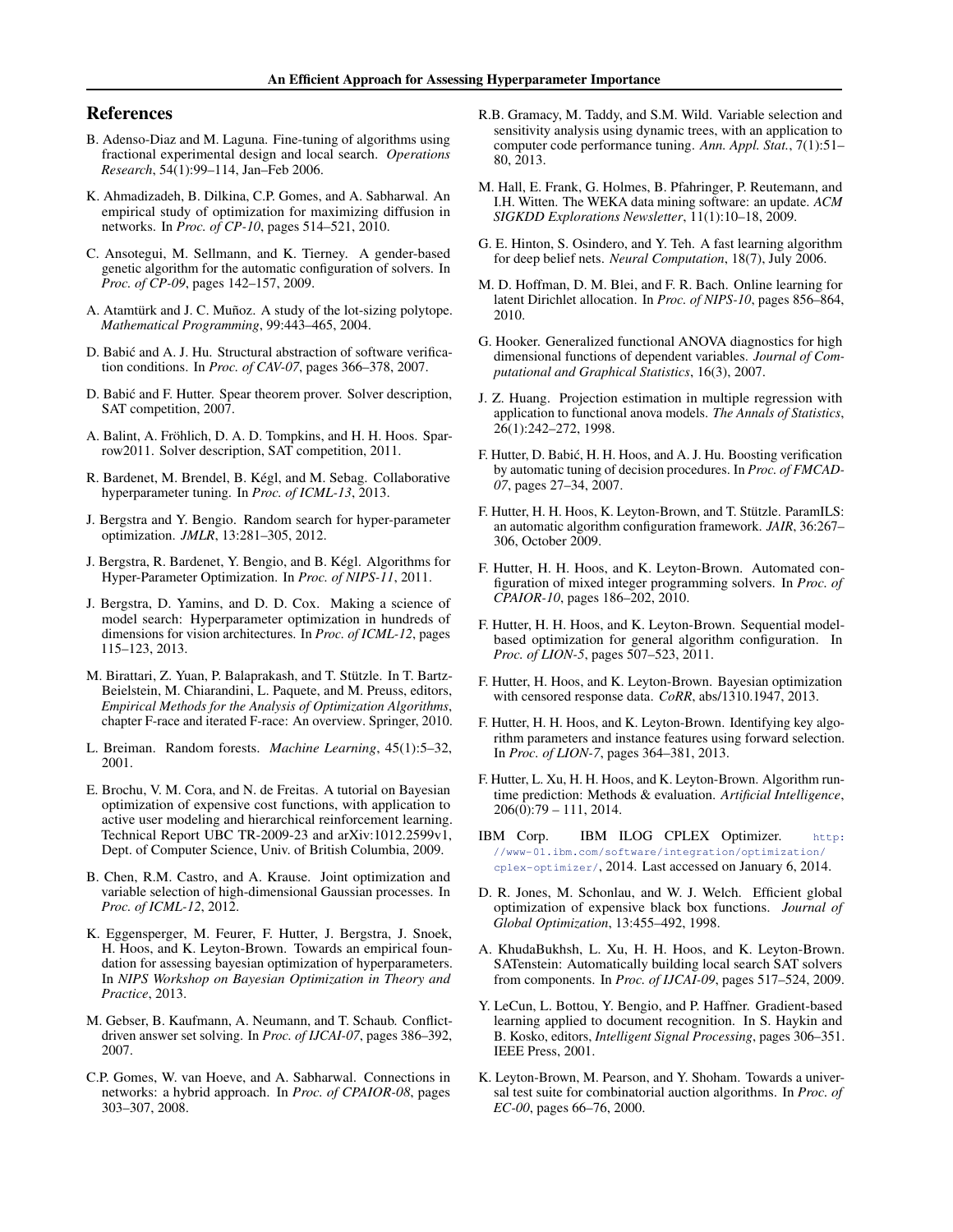## References

B. Adenso-Diaz and M. Laguna. Fine-tuning of algorithms using fractional experimental design and local search. *Operations Research*, 54(1):99–114, Jan–Feb 2006.

K. Ahmadizadeh, B. Dilkina, C.P. Gomes, and A. Sabharwal. An empirical study of optimization for maximizing diffusion in networks. In *Proc. of CP-10*, pages 514–521, 2010.

C. Ansotegui, M. Sellmann, and K. Tierney. A gender-based genetic algorithm for the automatic configuration of solvers. In *Proc. of CP-09*, pages 142–157, 2009.

A. Atamtürk and J. C. Muñoz. A study of the lot-sizing polytope. *Mathematical Programming*, 99:443–465, 2004.

D. Babić and A. J. Hu. Structural abstraction of software verification conditions. In *Proc. of CAV-07*, pages 366–378, 2007.

D. Babić and F. Hutter. Spear theorem prover. Solver description, SAT competition, 2007.

A. Balint, A. Fröhlich, D. A. D. Tompkins, and H. H. Hoos. Sparrow2011. Solver description, SAT competition, 2011.

R. Bardenet, M. Brendel, B. Kégl, and M. Sebag. Collaborative hyperparameter tuning. In *Proc. of ICML-13*, 2013.

J. Bergstra and Y. Bengio. Random search for hyper-parameter optimization. *JMLR*, 13:281–305, 2012.

J. Bergstra, R. Bardenet, Y. Bengio, and B. Kégl. Algorithms for Hyper-Parameter Optimization. In *Proc. of NIPS-11*, 2011.

J. Bergstra, D. Yamins, and D. D. Cox. Making a science of model search: Hyperparameter optimization in hundreds of dimensions for vision architectures. In *Proc. of ICML-12*, pages 115–123, 2013.

M. Birattari, Z. Yuan, P. Balaprakash, and T. Stützle. In T. Bartz-Beielstein, M. Chiarandini, L. Paquete, and M. Preuss, editors, *Empirical Methods for the Analysis of Optimization Algorithms*, chapter F-race and iterated F-race: An overview. Springer, 2010.

L. Breiman. Random forests. *Machine Learning*, 45(1):5–32, 2001.

E. Brochu, V. M. Cora, and N. de Freitas. A tutorial on Bayesian optimization of expensive cost functions, with application to active user modeling and hierarchical reinforcement learning. Technical Report UBC TR-2009-23 and arXiv:1012.2599v1, Dept. of Computer Science, Univ. of British Columbia, 2009.

B. Chen, R.M. Castro, and A. Krause. Joint optimization and variable selection of high-dimensional Gaussian processes. In *Proc. of ICML-12*, 2012.

K. Eggensperger, M. Feurer, F. Hutter, J. Bergstra, J. Snoek, H. Hoos, and K. Leyton-Brown. Towards an empirical foundation for assessing bayesian optimization of hyperparameters. In *NIPS Workshop on Bayesian Optimization in Theory and Practice*, 2013.

M. Gebser, B. Kaufmann, A. Neumann, and T. Schaub. Conflict-driven answer set solving. In *Proc. of IJCAI-07*, pages 386–392, 2007.

C.P. Gomes, W. van Hoeve, and A. Sabharwal. Connections in networks: a hybrid approach. In *Proc. of CPAIOR-08*, pages 303–307, 2008.

R.B. Gramacy, M. Taddy, and S.M. Wild. Variable selection and sensitivity analysis using dynamic trees, with an application to computer code performance tuning. *Ann. Appl. Stat.*, 7(1):51–80, 2013.

M. Hall, E. Frank, G. Holmes, B. Pfahringer, P. Reutemann, and I.H. Witten. The WEKA data mining software: an update. *ACM SIGKDD Explorations Newsletter*, 11(1):10–18, 2009.

G. E. Hinton, S. Osindero, and Y. Teh. A fast learning algorithm for deep belief nets. *Neural Computation*, 18(7), July 2006.

M. D. Hoffman, D. M. Blei, and F. R. Bach. Online learning for latent Dirichlet allocation. In *Proc. of NIPS-10*, pages 856–864, 2010.

G. Hooker. Generalized functional ANOVA diagnostics for high dimensional functions of dependent variables. *Journal of Computational and Graphical Statistics*, 16(3), 2007.

J. Z. Huang. Projection estimation in multiple regression with application to functional anova models. *The Annals of Statistics*, 26(1):242–272, 1998.

F. Hutter, D. Babić, H. H. Hoos, and A. J. Hu. Boosting verification by automatic tuning of decision procedures. In *Proc. of FMCAD-07*, pages 27–34, 2007.

F. Hutter, H. H. Hoos, K. Leyton-Brown, and T. Stützle. ParamILS: an automatic algorithm configuration framework. *JAIR*, 36:267–306, October 2009.

F. Hutter, H. H. Hoos, and K. Leyton-Brown. Automated configuration of mixed integer programming solvers. In *Proc. of CPAIOR-10*, pages 186–202, 2010.

F. Hutter, H. H. Hoos, and K. Leyton-Brown. Sequential model-based optimization for general algorithm configuration. In *Proc. of LION-5*, pages 507–523, 2011.

F. Hutter, H. Hoos, and K. Leyton-Brown. Bayesian optimization with censored response data. *CoRR*, abs/1310.1947, 2013.

F. Hutter, H. H. Hoos, and K. Leyton-Brown. Identifying key algorithm parameters and instance features using forward selection. In *Proc. of LION-7*, pages 364–381, 2013.

F. Hutter, L. Xu, H. H. Hoos, and K. Leyton-Brown. Algorithm runtime prediction: Methods & evaluation. *Artificial Intelligence*, 206(0):79 – 111, 2014.

IBM Corp. IBM ILOG CPLEX Optimizer. http://www-01.ibm.com/software/integration/optimization/cplex-optimizer/, 2014. Last accessed on January 6, 2014.

D. R. Jones, M. Schonlau, and W. J. Welch. Efficient global optimization of expensive black box functions. *Journal of Global Optimization*, 13:455–492, 1998.

A. KhudaBukhsh, L. Xu, H. H. Hoos, and K. Leyton-Brown. SATenstein: Automatically building local search SAT solvers from components. In *Proc. of IJCAI-09*, pages 517–524, 2009.

Y. LeCun, L. Bottou, Y. Bengio, and P. Haffner. Gradient-based learning applied to document recognition. In S. Haykin and B. Kosko, editors, *Intelligent Signal Processing*, pages 306–351. IEEE Press, 2001.

K. Leyton-Brown, M. Pearson, and Y. Shoham. Towards a universal test suite for combinatorial auction algorithms. In *Proc. of EC-00*, pages 66–76, 2000.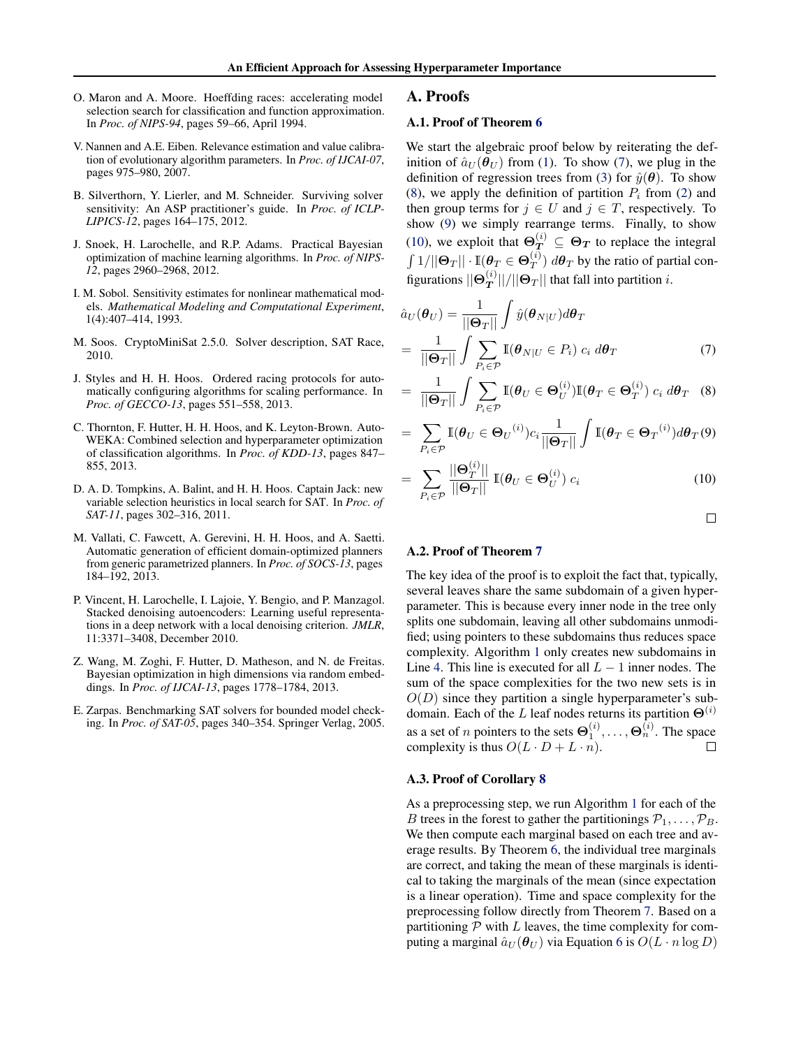O. Maron and A. Moore. Hoeffding races: accelerating model selection search for classification and function approximation. In *Proc. of NIPS-94*, pages 59–66, April 1994.

V. Nannen and A.E. Eiben. Relevance estimation and value calibration of evolutionary algorithm parameters. In *Proc. of IJCAI-07*, pages 975–980, 2007.

B. Silverthorn, Y. Lierler, and M. Schneider. Surviving solver sensitivity: An ASP practitioner's guide. In *Proc. of ICLP-LIPICS-12*, pages 164–175, 2012.

J. Snoek, H. Larochelle, and R.P. Adams. Practical Bayesian optimization of machine learning algorithms. In *Proc. of NIPS-12*, pages 2960–2968, 2012.

I. M. Sobol. Sensitivity estimates for nonlinear mathematical models. *Mathematical Modeling and Computational Experiment*, 1(4):407–414, 1993.

M. Soos. CryptoMiniSat 2.5.0. Solver description, SAT Race, 2010.

J. Styles and H. H. Hoos. Ordered racing protocols for automatically configuring algorithms for scaling performance. In *Proc. of GECCO-13*, pages 551–558, 2013.

C. Thornton, F. Hutter, H. H. Hoos, and K. Leyton-Brown. Auto-WEKA: Combined selection and hyperparameter optimization of classification algorithms. In *Proc. of KDD-13*, pages 847–855, 2013.

D. A. D. Tompkins, A. Balint, and H. H. Hoos. Captain Jack: new variable selection heuristics in local search for SAT. In *Proc. of SAT-11*, pages 302–316, 2011.

M. Vallati, C. Fawcett, A. Gerevini, H. H. Hoos, and A. Saetti. Automatic generation of efficient domain-optimized planners from generic parametrized planners. In *Proc. of SOCS-13*, pages 184–192, 2013.

P. Vincent, H. Larochelle, I. Lajoie, Y. Bengio, and P. Manzagol. Stacked denoising autoencoders: Learning useful representations in a deep network with a local denoising criterion. *JMLR*, 11:3371–3408, December 2010.

Z. Wang, M. Zoghi, F. Hutter, D. Matheson, and N. de Freitas. Bayesian optimization in high dimensions via random embeddings. In *Proc. of IJCAI-13*, pages 1778–1784, 2013.

E. Zarpas. Benchmarking SAT solvers for bounded model checking. In *Proc. of SAT-05*, pages 340–354. Springer Verlag, 2005.

# A. Proofs

## A.1. Proof of Theorem 6

We start the algebraic proof below by reiterating the definition of $\hat{a}_U(\boldsymbol{\theta}_U)$ from (1). To show (7), we plug in the definition of regression trees from (3) for $\hat{y}(\boldsymbol{\theta})$. To show (8), we apply the definition of partition $P_i$ from (2) and then group terms for $j \in U$ and $j \in T$, respectively. To show (9) we simply rearrange terms. Finally, to show (10), we exploit that $\boldsymbol{\Theta}_{\boldsymbol{T}}^{(i)} \subseteq \boldsymbol{\Theta}_{\boldsymbol{T}}$ to replace the integral $\int 1/||\boldsymbol{\Theta}_T|| \cdot \mathbb{I}(\boldsymbol{\theta}_T \in \boldsymbol{\Theta}_T^{(i)})\; d\boldsymbol{\theta}_T$ by the ratio of partial configurations $||\boldsymbol{\Theta}_{\boldsymbol{T}}^{(i)}||/||\boldsymbol{\Theta}_T||$ that fall into partition $i$.

$$
\begin{aligned}
\hat{a}_U(\boldsymbol{\theta}_U) &= \frac{1}{||\boldsymbol{\Theta}_T||} \int \hat{y}(\boldsymbol{\theta}_{N|U}) d\boldsymbol{\theta}_T \\
&= \frac{1}{||\boldsymbol{\Theta}_T||} \int \sum_{P_i \in \mathcal{P}} \mathbb{I}(\boldsymbol{\theta}_{N|U} \in P_i)\; c_i \; d\boldsymbol{\theta}_T \qquad (7) \\
&= \frac{1}{||\boldsymbol{\Theta}_T||} \int \sum_{P_i \in \mathcal{P}} \mathbb{I}(\boldsymbol{\theta}_U \in \boldsymbol{\Theta}_U^{(i)}) \mathbb{I}(\boldsymbol{\theta}_T \in \boldsymbol{\Theta}_T^{(i)})\; c_i \; d\boldsymbol{\theta}_T \qquad (8) \\
&= \sum_{P_i \in \mathcal{P}} \mathbb{I}(\boldsymbol{\theta}_U \in {\boldsymbol{\Theta}_U}^{(i)}) c_i \frac{1}{||\boldsymbol{\Theta}_T||} \int \mathbb{I}(\boldsymbol{\theta}_T \in {\boldsymbol{\Theta}_T}^{(i)}) d\boldsymbol{\theta}_T \qquad (9) \\
&= \sum_{P_i \in \mathcal{P}} \frac{||\boldsymbol{\Theta}_T^{(i)}||}{||\boldsymbol{\Theta}_T||}\; \mathbb{I}(\boldsymbol{\theta}_U \in \boldsymbol{\Theta}_U^{(i)})\; c_i \qquad (10)
\end{aligned}
$$

□

## A.2. Proof of Theorem 7

The key idea of the proof is to exploit the fact that, typically, several leaves share the same subdomain of a given hyperparameter. This is because every inner node in the tree only splits one subdomain, leaving all other subdomains unmodified; using pointers to these subdomains thus reduces space complexity. Algorithm 1 only creates new subdomains in Line 4. This line is executed for all $L - 1$ inner nodes. The sum of the space complexities for the two new sets is in $O(D)$ since they partition a single hyperparameter's subdomain. Each of the $L$ leaf nodes returns its partition $\boldsymbol{\Theta}^{(i)}$ as a set of $n$ pointers to the sets $\boldsymbol{\Theta}_1^{(i)}, \ldots, \boldsymbol{\Theta}_n^{(i)}$. The space complexity is thus $O(L \cdot D + L \cdot n)$. □

## A.3. Proof of Corollary 8

As a preprocessing step, we run Algorithm 1 for each of the $B$ trees in the forest to gather the partitionings $\mathcal{P}_1, \ldots, \mathcal{P}_B$. We then compute each marginal based on each tree and average results. By Theorem 6, the individual tree marginals are correct, and taking the mean of these marginals is identical to taking the marginals of the mean (since expectation is a linear operation). Time and space complexity for the preprocessing follow directly from Theorem 7. Based on a partitioning $\mathcal{P}$ with $L$ leaves, the time complexity for computing a marginal $\hat{a}_U(\boldsymbol{\theta}_U)$ via Equation 6 is $O(L \cdot n \log D)$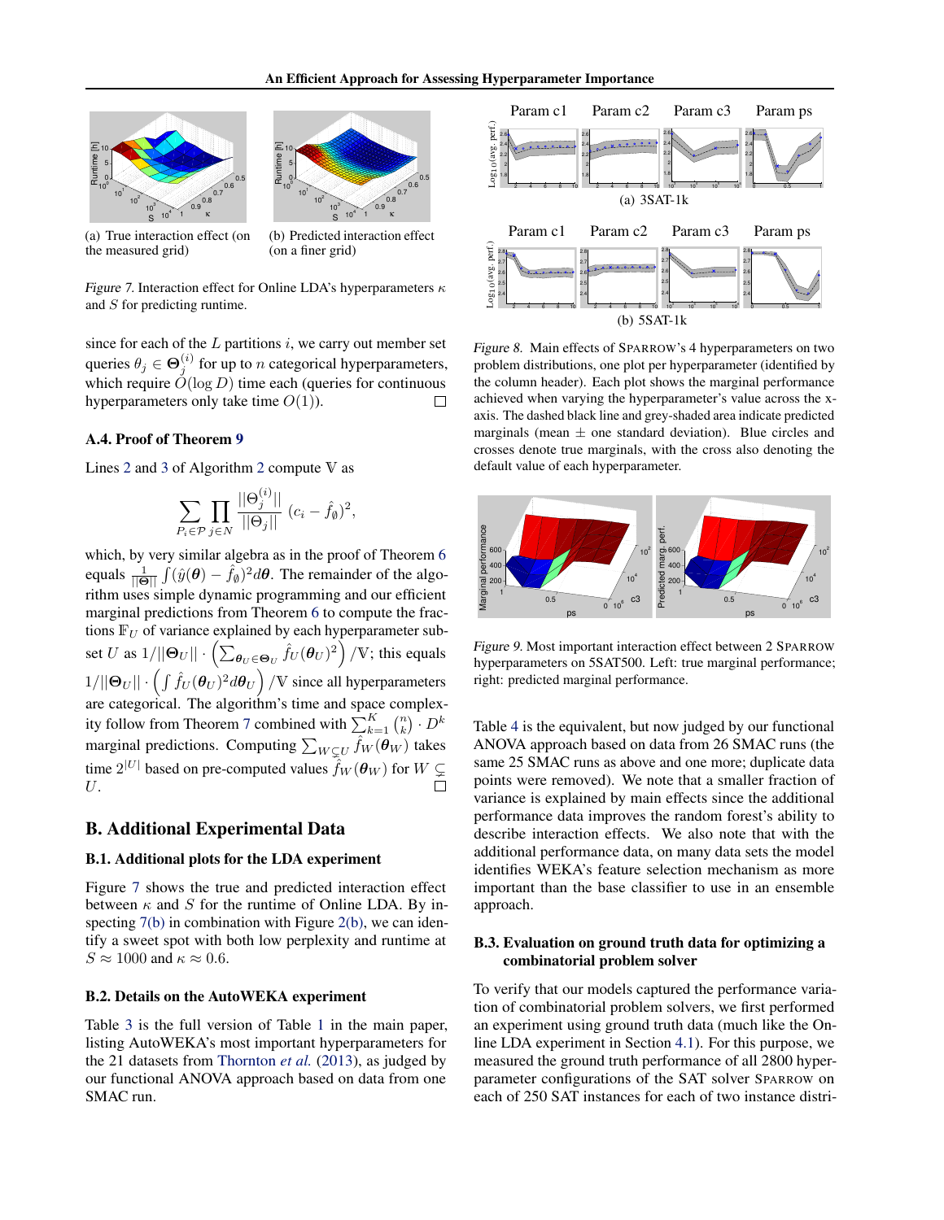(a) True interaction effect (on the measured grid)

(b) Predicted interaction effect (on a finer grid)

*Figure 7.* Interaction effect for Online LDA's hyperparameters $\kappa$ and $S$ for predicting runtime.

since for each of the $L$ partitions $i$, we carry out member set queries $\theta_j \in \mathbf{\Theta}_j^{(i)}$ for up to $n$ categorical hyperparameters, which require $O(\log D)$ time each (queries for continuous hyperparameters only take time $O(1)$). □

### A.4. Proof of Theorem 9

Lines 2 and 3 of Algorithm 2 compute $\mathbb{V}$ as

$$\sum_{P_i \in \mathcal{P}} \prod_{j \in N} \frac{||\Theta_j^{(i)}||}{||\Theta_j||} (c_i - \hat{f}_\emptyset)^2,$$

which, by very similar algebra as in the proof of Theorem 6 equals $\frac{1}{||\mathbf{\Theta}||} \int (\hat{y}(\boldsymbol{\theta}) - \hat{f}_\emptyset)^2 d\boldsymbol{\theta}$. The remainder of the algorithm uses simple dynamic programming and our efficient marginal predictions from Theorem 6 to compute the fractions $\mathbb{F}_U$ of variance explained by each hyperparameter subset $U$ as $1/||\mathbf{\Theta}_U|| \cdot \left(\sum_{\boldsymbol{\theta}_U \in \mathbf{\Theta}_U} \hat{f}_U(\boldsymbol{\theta}_U)^2\right) / \mathbb{V}$; this equals $1/||\mathbf{\Theta}_U|| \cdot \left(\int \hat{f}_U(\boldsymbol{\theta}_U)^2 d\boldsymbol{\theta}_U\right) / \mathbb{V}$ since all hyperparameters are categorical. The algorithm's time and space complexity follow from Theorem 7 combined with $\sum_{k=1}^{K} \binom{n}{k} \cdot D^k$ marginal predictions. Computing $\sum_{W \subsetneq U} \hat{f}_W(\boldsymbol{\theta}_W)$ takes time $2^{|U|}$ based on pre-computed values $\hat{f}_W(\boldsymbol{\theta}_W)$ for $W \subsetneq U$. □

## B. Additional Experimental Data

### B.1. Additional plots for the LDA experiment

Figure 7 shows the true and predicted interaction effect between $\kappa$ and $S$ for the runtime of Online LDA. By inspecting 7(b) in combination with Figure 2(b), we can identify a sweet spot with both low perplexity and runtime at $S \approx 1000$ and $\kappa \approx 0.6$.

### B.2. Details on the AutoWEKA experiment

Table 3 is the full version of Table 1 in the main paper, listing AutoWEKA's most important hyperparameters for the 21 datasets from Thornton *et al.* (2013), as judged by our functional ANOVA approach based on data from one SMAC run.

(a) 3SAT-1k

(b) 5SAT-1k

*Figure 8.* Main effects of SPARROW's 4 hyperparameters on two problem distributions, one plot per hyperparameter (identified by the column header). Each plot shows the marginal performance achieved when varying the hyperparameter's value across the x-axis. The dashed black line and grey-shaded area indicate predicted marginals (mean ± one standard deviation). Blue circles and crosses denote true marginals, with the cross also denoting the default value of each hyperparameter.

*Figure 9.* Most important interaction effect between 2 SPARROW hyperparameters on 5SAT500. Left: true marginal performance; right: predicted marginal performance.

Table 4 is the equivalent, but now judged by our functional ANOVA approach based on data from 26 SMAC runs (the same 25 SMAC runs as above and one more; duplicate data points were removed). We note that a smaller fraction of variance is explained by main effects since the additional performance data improves the random forest's ability to describe interaction effects. We also note that with the additional performance data, on many data sets the model identifies WEKA's feature selection mechanism as more important than the base classifier to use in an ensemble approach.

### B.3. Evaluation on ground truth data for optimizing a combinatorial problem solver

To verify that our models captured the performance variation of combinatorial problem solvers, we first performed an experiment using ground truth data (much like the Online LDA experiment in Section 4.1). For this purpose, we measured the ground truth performance of all 2800 hyperparameter configurations of the SAT solver SPARROW on each of 250 SAT instances for each of two instance distri-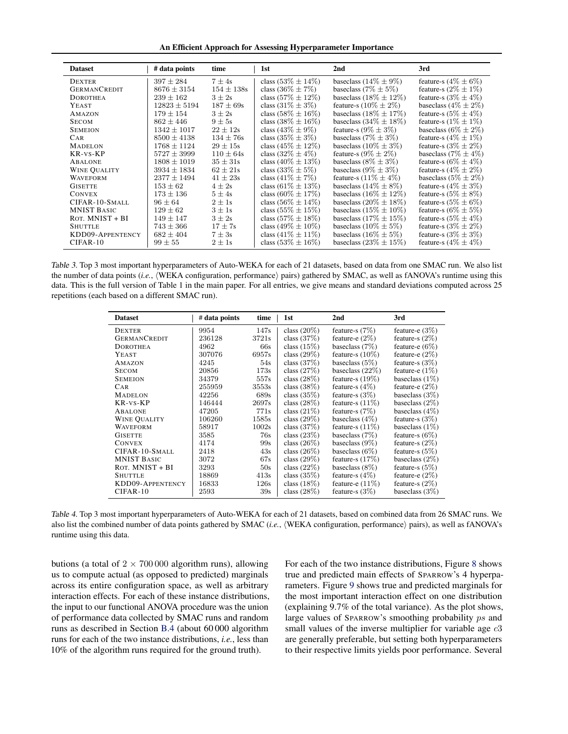| Dataset | # data points | time | 1st | 2nd | 3rd |
|---|---|---|---|---|---|
| DEXTER | $397 \pm 284$ | $7 \pm 4$s | class ($53\% \pm 14\%$) | baseclass ($14\% \pm 9\%$) | feature-s ($4\% \pm 6\%$) |
| GERMANCREDIT | $8676 \pm 3154$ | $154 \pm 138$s | class ($36\% \pm 7\%$) | baseclass ($7\% \pm 5\%$) | feature-s ($2\% \pm 1\%$) |
| DOROTHEA | $239 \pm 162$ | $3 \pm 2$s | class ($57\% \pm 12\%$) | baseclass ($18\% \pm 12\%$) | feature-s ($3\% \pm 4\%$) |
| YEAST | $12823 \pm 5194$ | $187 \pm 69$s | class ($31\% \pm 3\%$) | feature-s ($10\% \pm 2\%$) | baseclass ($4\% \pm 2\%$) |
| AMAZON | $179 \pm 154$ | $3 \pm 2$s | class ($58\% \pm 16\%$) | baseclass ($18\% \pm 17\%$) | feature-s ($5\% \pm 4\%$) |
| SECOM | $862 \pm 446$ | $9 \pm 5$s | class ($38\% \pm 16\%$) | baseclass ($34\% \pm 18\%$) | feature-s ($1\% \pm 1\%$) |
| SEMEION | $1342 \pm 1017$ | $22 \pm 12$s | class ($43\% \pm 9\%$) | feature-s ($9\% \pm 3\%$) | baseclass ($6\% \pm 2\%$) |
| CAR | $8500 \pm 4138$ | $134 \pm 76$s | class ($35\% \pm 3\%$) | baseclass ($7\% \pm 3\%$) | feature-s ($4\% \pm 1\%$) |
| MADELON | $1768 \pm 1124$ | $29 \pm 15$s | class ($45\% \pm 12\%$) | baseclass ($10\% \pm 3\%$) | feature-s ($3\% \pm 2\%$) |
| KR-VS-KP | $5727 \pm 3999$ | $110 \pm 64$s | class ($32\% \pm 4\%$) | feature-s ($9\% \pm 2\%$) | baseclass ($7\% \pm 4\%$) |
| ABALONE | $1808 \pm 1019$ | $35 \pm 31$s | class ($40\% \pm 13\%$) | baseclass ($8\% \pm 3\%$) | feature-s ($6\% \pm 4\%$) |
| WINE QUALITY | $3934 \pm 1834$ | $62 \pm 21$s | class ($33\% \pm 5\%$) | baseclass ($9\% \pm 3\%$) | feature-s ($4\% \pm 2\%$) |
| WAVEFORM | $2377 \pm 1494$ | $41 \pm 23$s | class ($41\% \pm 7\%$) | feature-s ($11\% \pm 4\%$) | baseclass ($5\% \pm 2\%$) |
| GISETTE | $153 \pm 62$ | $4 \pm 2$s | class ($61\% \pm 13\%$) | baseclass ($14\% \pm 8\%$) | feature-s ($4\% \pm 3\%$) |
| CONVEX | $173 \pm 136$ | $5 \pm 4$s | class ($60\% \pm 17\%$) | baseclass ($16\% \pm 12\%$) | feature-s ($5\% \pm 8\%$) |
| CIFAR-10-SMALL | $96 \pm 64$ | $2 \pm 1$s | class ($56\% \pm 14\%$) | baseclass ($20\% \pm 18\%$) | feature-s ($5\% \pm 6\%$) |
| MNIST BASIC | $129 \pm 62$ | $3 \pm 1$s | class ($55\% \pm 15\%$) | baseclass ($15\% \pm 10\%$) | feature-s ($6\% \pm 5\%$) |
| ROT. MNIST + BI | $149 \pm 147$ | $3 \pm 2$s | class ($57\% \pm 18\%$) | baseclass ($17\% \pm 15\%$) | feature-s ($5\% \pm 4\%$) |
| SHUTTLE | $743 \pm 366$ | $17 \pm 7$s | class ($49\% \pm 10\%$) | baseclass ($10\% \pm 5\%$) | feature-s ($3\% \pm 2\%$) |
| KDD09-APPENTENCY | $682 \pm 404$ | $7 \pm 3$s | class ($41\% \pm 11\%$) | baseclass ($16\% \pm 5\%$) | feature-s ($3\% \pm 3\%$) |
| CIFAR-10 | $99 \pm 55$ | $2 \pm 1$s | class ($53\% \pm 16\%$) | baseclass ($23\% \pm 15\%$) | feature-s ($4\% \pm 4\%$) |

*Table 3.* Top 3 most important hyperparameters of Auto-WEKA for each of 21 datasets, based on data from one SMAC run. We also list the number of data points (*i.e.*, ⟨WEKA configuration, performance⟩ pairs) gathered by SMAC, as well as fANOVA's runtime using this data. This is the full version of Table 1 in the main paper. For all entries, we give means and standard deviations computed across 25 repetitions (each based on a different SMAC run).

| Dataset | # data points | time | 1st | 2nd | 3rd |
|---|---|---|---|---|---|
| DEXTER | 9954 | 147s | class (20%) | feature-s (7%) | feature-e (3%) |
| GERMANCREDIT | 236128 | 3721s | class (37%) | feature-e (2%) | feature-s (2%) |
| DOROTHEA | 4962 | 66s | class (15%) | baseclass (7%) | feature-e (6%) |
| YEAST | 307076 | 6957s | class (29%) | feature-s (10%) | feature-e (2%) |
| AMAZON | 4245 | 54s | class (37%) | baseclass (5%) | feature-s (3%) |
| SECOM | 20856 | 173s | class (27%) | baseclass (22%) | feature-e (1%) |
| SEMEION | 34379 | 557s | class (28%) | feature-s (19%) | baseclass (1%) |
| CAR | 255959 | 3553s | class (38%) | feature-s (4%) | feature-e (2%) |
| MADELON | 42256 | 689s | class (35%) | feature-s (3%) | baseclass (3%) |
| KR-VS-KP | 146444 | 2697s | class (28%) | feature-s (11%) | baseclass (2%) |
| ABALONE | 47205 | 771s | class (21%) | feature-s (7%) | baseclass (4%) |
| WINE QUALITY | 106260 | 1585s | class (29%) | baseclass (4%) | feature-s (3%) |
| WAVEFORM | 58917 | 1002s | class (37%) | feature-s (11%) | baseclass (1%) |
| GISETTE | 3585 | 76s | class (23%) | baseclass (7%) | feature-s (6%) |
| CONVEX | 4174 | 99s | class (26%) | baseclass (9%) | feature-s (2%) |
| CIFAR-10-SMALL | 2418 | 43s | class (26%) | baseclass (6%) | feature-s (5%) |
| MNIST BASIC | 3072 | 67s | class (29%) | feature-s (17%) | baseclass (2%) |
| ROT. MNIST + BI | 3293 | 50s | class (22%) | baseclass (8%) | feature-s (5%) |
| SHUTTLE | 18869 | 413s | class (35%) | feature-s (4%) | feature-e (2%) |
| KDD09-APPENTENCY | 16833 | 126s | class (18%) | feature-e (11%) | feature-s (2%) |
| CIFAR-10 | 2593 | 39s | class (28%) | feature-s (3%) | baseclass (3%) |

*Table 4.* Top 3 most important hyperparameters of Auto-WEKA for each of 21 datasets, based on combined data from 26 SMAC runs. We also list the combined number of data points gathered by SMAC (*i.e.*, ⟨WEKA configuration, performance⟩ pairs), as well as fANOVA's runtime using this data.

butions (a total of $2 \times 700\,000$ algorithm runs), allowing us to compute actual (as opposed to predicted) marginals across its entire configuration space, as well as arbitrary interaction effects. For each of these instance distributions, the input to our functional ANOVA procedure was the union of performance data collected by SMAC runs and random runs as described in Section B.4 (about 60 000 algorithm runs for each of the two instance distributions, *i.e.*, less than 10% of the algorithm runs required for the ground truth).

For each of the two instance distributions, Figure 8 shows true and predicted main effects of SPARROW's 4 hyperparameters. Figure 9 shows true and predicted marginals for the most important interaction effect on one distribution (explaining 9.7% of the total variance). As the plot shows, large values of SPARROW's smoothing probability $ps$ and small values of the inverse multiplier for variable age $c3$ are generally preferable, but setting both hyperparameters to their respective limits yields poor performance. Several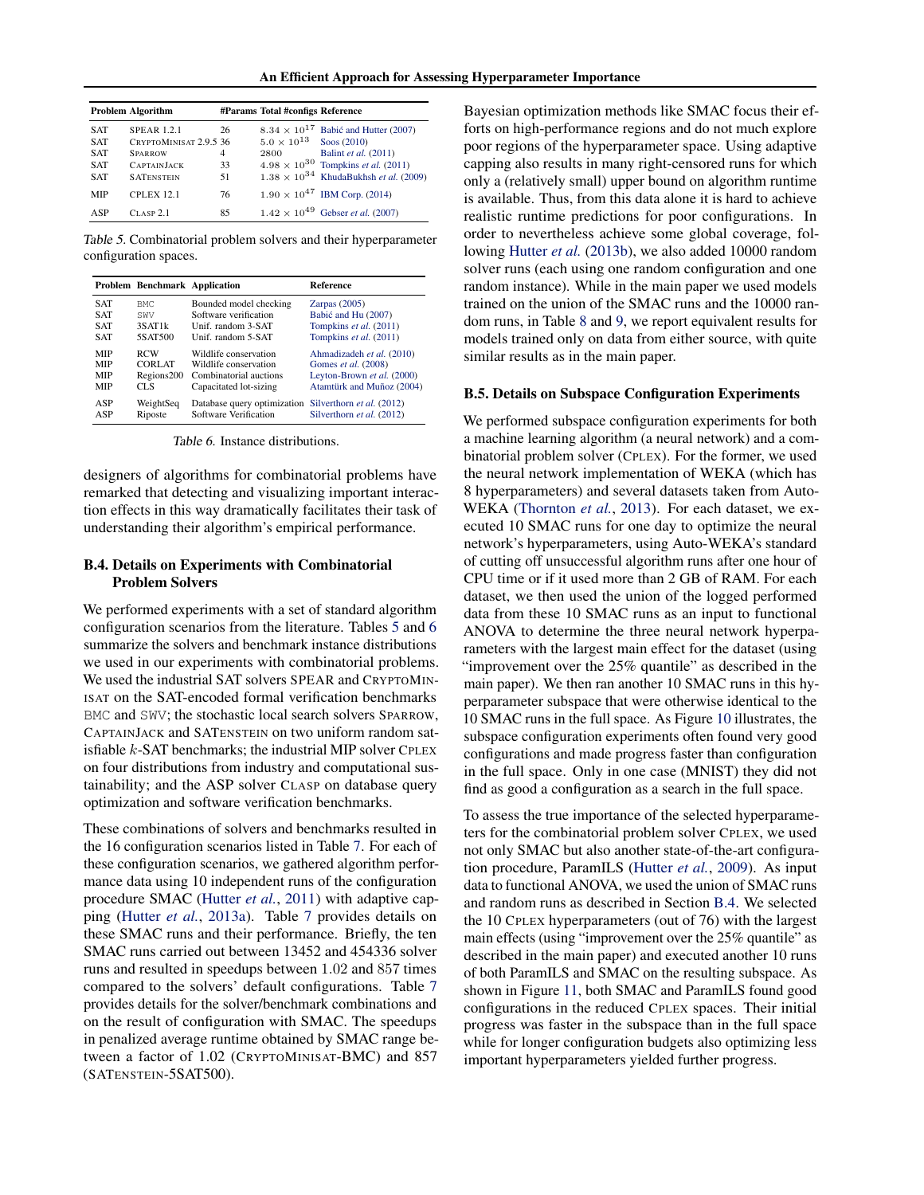| Problem | Algorithm | #Params | Total #configs | Reference |
|---|---|---|---|---|
| SAT | SPEAR 1.2.1 | 26 | $8.34 \times 10^{17}$ | Babić and Hutter (2007) |
| SAT | CRYPTOMINISAT 2.9.5 | 36 | $5.0 \times 10^{13}$ | Soos (2010) |
| SAT | SPARROW | 4 | 2800 | Balint *et al.* (2011) |
| SAT | CAPTAINJACK | 33 | $4.98 \times 10^{30}$ | Tompkins *et al.* (2011) |
| SAT | SATENSTEIN | 51 | $1.38 \times 10^{34}$ | KhudaBukhsh *et al.* (2009) |
| MIP | CPLEX 12.1 | 76 | $1.90 \times 10^{47}$ | IBM Corp. (2014) |
| ASP | CLASP 2.1 | 85 | $1.42 \times 10^{49}$ | Gebser *et al.* (2007) |

Table 5. Combinatorial problem solvers and their hyperparameter configuration spaces.

| Problem | Benchmark | Application | Reference |
|---|---|---|---|
| SAT | BMC | Bounded model checking | Zarpas (2005) |
| SAT | SWV | Software verification | Babić and Hu (2007) |
| SAT | 3SAT1k | Unif. random 3-SAT | Tompkins *et al.* (2011) |
| SAT | 5SAT500 | Unif. random 5-SAT | Tompkins *et al.* (2011) |
| MIP | RCW | Wildlife conservation | Ahmadizadeh *et al.* (2010) |
| MIP | CORLAT | Wildlife conservation | Gomes *et al.* (2008) |
| MIP | Regions200 | Combinatorial auctions | Leyton-Brown *et al.* (2000) |
| MIP | CLS | Capacitated lot-sizing | Atamtürk and Muñoz (2004) |
| ASP | WeightSeq | Database query optimization | Silverthorn *et al.* (2012) |
| ASP | Riposte | Software Verification | Silverthorn *et al.* (2012) |

Table 6. Instance distributions.

designers of algorithms for combinatorial problems have remarked that detecting and visualizing important interaction effects in this way dramatically facilitates their task of understanding their algorithm's empirical performance.

### B.4. Details on Experiments with Combinatorial Problem Solvers

We performed experiments with a set of standard algorithm configuration scenarios from the literature. Tables 5 and 6 summarize the solvers and benchmark instance distributions we used in our experiments with combinatorial problems. We used the industrial SAT solvers SPEAR and CRYPTOMINISAT on the SAT-encoded formal verification benchmarks BMC and SWV; the stochastic local search solvers SPARROW, CAPTAINJACK and SATENSTEIN on two uniform random satisfiable $k$-SAT benchmarks; the industrial MIP solver CPLEX on four distributions from industry and computational sustainability; and the ASP solver CLASP on database query optimization and software verification benchmarks.

These combinations of solvers and benchmarks resulted in the 16 configuration scenarios listed in Table 7. For each of these configuration scenarios, we gathered algorithm performance data using 10 independent runs of the configuration procedure SMAC (Hutter *et al.*, 2011) with adaptive capping (Hutter *et al.*, 2013a). Table 7 provides details on these SMAC runs and their performance. Briefly, the ten SMAC runs carried out between 13452 and 454336 solver runs and resulted in speedups between 1.02 and 857 times compared to the solvers' default configurations. Table 7 provides details for the solver/benchmark combinations and on the result of configuration with SMAC. The speedups in penalized average runtime obtained by SMAC range between a factor of 1.02 (CRYPTOMINISAT-BMC) and 857 (SATENSTEIN-5SAT500).

Bayesian optimization methods like SMAC focus their efforts on high-performance regions and do not much explore poor regions of the hyperparameter space. Using adaptive capping also results in many right-censored runs for which only a (relatively small) upper bound on algorithm runtime is available. Thus, from this data alone it is hard to achieve realistic runtime predictions for poor configurations. In order to nevertheless achieve some global coverage, following Hutter *et al.* (2013b), we also added 10000 random solver runs (each using one random configuration and one random instance). While in the main paper we used models trained on the union of the SMAC runs and the 10000 random runs, in Table 8 and 9, we report equivalent results for models trained only on data from either source, with quite similar results as in the main paper.

### B.5. Details on Subspace Configuration Experiments

We performed subspace configuration experiments for both a machine learning algorithm (a neural network) and a combinatorial problem solver (CPLEX). For the former, we used the neural network implementation of WEKA (which has 8 hyperparameters) and several datasets taken from Auto-WEKA (Thornton *et al.*, 2013). For each dataset, we executed 10 SMAC runs for one day to optimize the neural network's hyperparameters, using Auto-WEKA's standard of cutting off unsuccessful algorithm runs after one hour of CPU time or if it used more than 2 GB of RAM. For each dataset, we then used the union of the logged performed data from these 10 SMAC runs as an input to functional ANOVA to determine the three neural network hyperparameters with the largest main effect for the dataset (using "improvement over the 25% quantile" as described in the main paper). We then ran another 10 SMAC runs in this hyperparameter subspace that were otherwise identical to the 10 SMAC runs in the full space. As Figure 10 illustrates, the subspace configuration experiments often found very good configurations and made progress faster than configuration in the full space. Only in one case (MNIST) they did not find as good a configuration as a search in the full space.

To assess the true importance of the selected hyperparameters for the combinatorial problem solver CPLEX, we used not only SMAC but also another state-of-the-art configuration procedure, ParamILS (Hutter *et al.*, 2009). As input data to functional ANOVA, we used the union of SMAC runs and random runs as described in Section B.4. We selected the 10 CPLEX hyperparameters (out of 76) with the largest main effects (using "improvement over the 25% quantile" as described in the main paper) and executed another 10 runs of both ParamILS and SMAC on the resulting subspace. As shown in Figure 11, both SMAC and ParamILS found good configurations in the reduced CPLEX spaces. Their initial progress was faster in the subspace than in the full space while for longer configuration budgets also optimizing less important hyperparameters yielded further progress.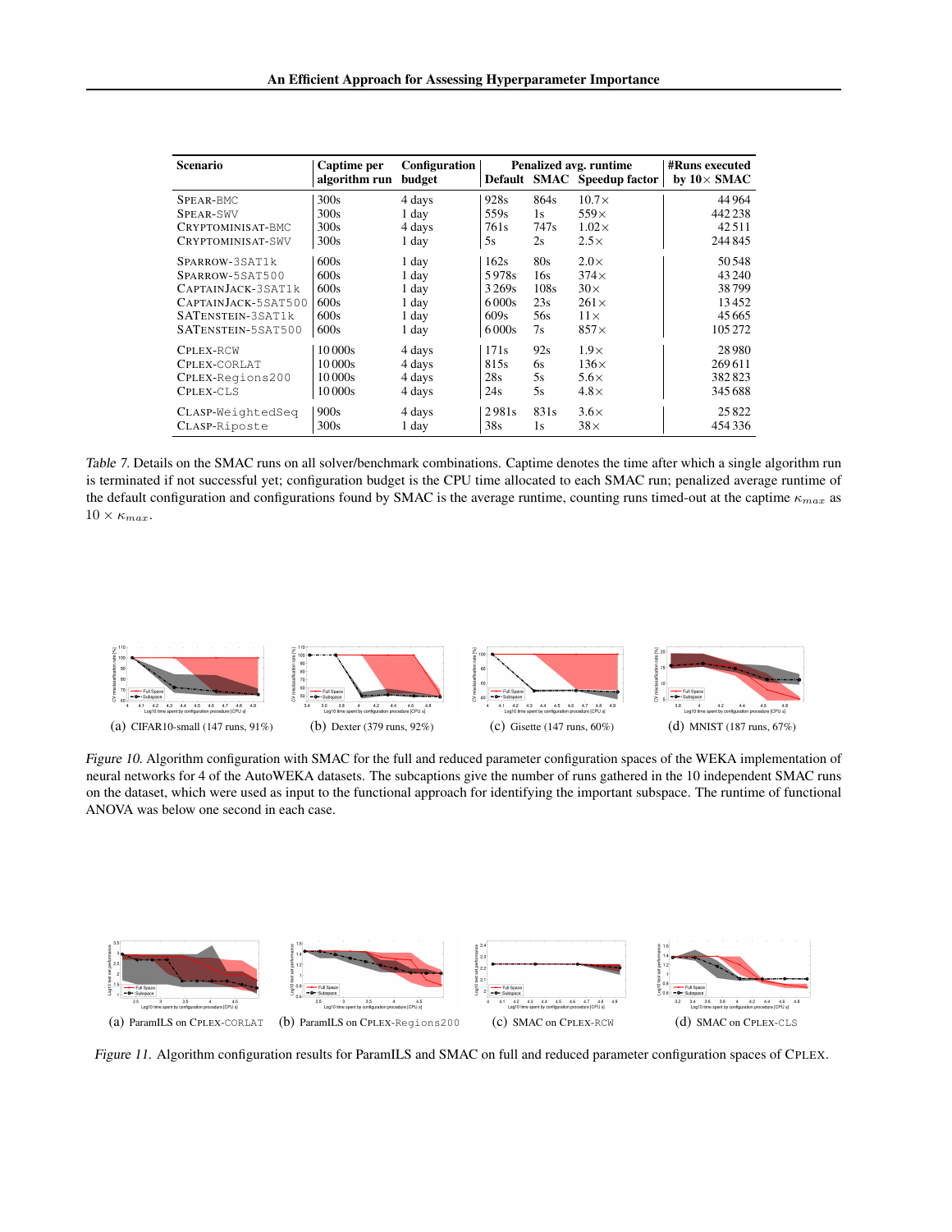| Scenario | Captime per algorithm run | Configuration budget | Penalized avg. runtime | | | #Runs executed by 10× SMAC |
|---|---|---|---|---|---|---|
| | | | Default | SMAC | Speedup factor | |
| SPEAR-BMC | 300s | 4 days | 928s | 864s | 10.7× | 44 964 |
| SPEAR-SWV | 300s | 1 day | 559s | 1s | 559× | 442 238 |
| CRYPTOMINISAT-BMC | 300s | 4 days | 761s | 747s | 1.02× | 42 511 |
| CRYPTOMINISAT-SWV | 300s | 1 day | 5s | 2s | 2.5× | 244 845 |
| SPARROW-3SAT1k | 600s | 1 day | 162s | 80s | 2.0× | 50 548 |
| SPARROW-5SAT500 | 600s | 1 day | 5 978s | 16s | 374× | 43 240 |
| CAPTAINJACK-3SAT1k | 600s | 1 day | 3 269s | 108s | 30× | 38 799 |
| CAPTAINJACK-5SAT500 | 600s | 1 day | 6 000s | 23s | 261× | 13 452 |
| SATENSTEIN-3SAT1k | 600s | 1 day | 609s | 56s | 11× | 45 665 |
| SATENSTEIN-5SAT500 | 600s | 1 day | 6 000s | 7s | 857× | 105 272 |
| CPLEX-RCW | 10 000s | 4 days | 171s | 92s | 1.9× | 28 980 |
| CPLEX-CORLAT | 10 000s | 4 days | 815s | 6s | 136× | 269 611 |
| CPLEX-Regions200 | 10 000s | 4 days | 28s | 5s | 5.6× | 382 823 |
| CPLEX-CLS | 10 000s | 4 days | 24s | 5s | 4.8× | 345 688 |
| CLASP-WeightedSeq | 900s | 4 days | 2 981s | 831s | 3.6× | 25 822 |
| CLASP-Riposte | 300s | 1 day | 38s | 1s | 38× | 454 336 |

*Table 7.* Details on the SMAC runs on all solver/benchmark combinations. Captime denotes the time after which a single algorithm run is terminated if not successful yet; configuration budget is the CPU time allocated to each SMAC run; penalized average runtime of the default configuration and configurations found by SMAC is the average runtime, counting runs timed-out at the captime $\kappa_{max}$ as $10 \times \kappa_{max}$.

(a) CIFAR10-small (147 runs, 91%) (b) Dexter (379 runs, 92%) (c) Gisette (147 runs, 60%) (d) MNIST (187 runs, 67%)

*Figure 10.* Algorithm configuration with SMAC for the full and reduced parameter configuration spaces of the WEKA implementation of neural networks for 4 of the AutoWEKA datasets. The subcaptions give the number of runs gathered in the 10 independent SMAC runs on the dataset, which were used as input to the functional approach for identifying the important subspace. The runtime of functional ANOVA was below one second in each case.

(a) ParamILS on CPLEX-CORLAT (b) ParamILS on CPLEX-Regions200 (c) SMAC on CPLEX-RCW (d) SMAC on CPLEX-CLS

*Figure 11.* Algorithm configuration results for ParamILS and SMAC on full and reduced parameter configuration spaces of CPLEX.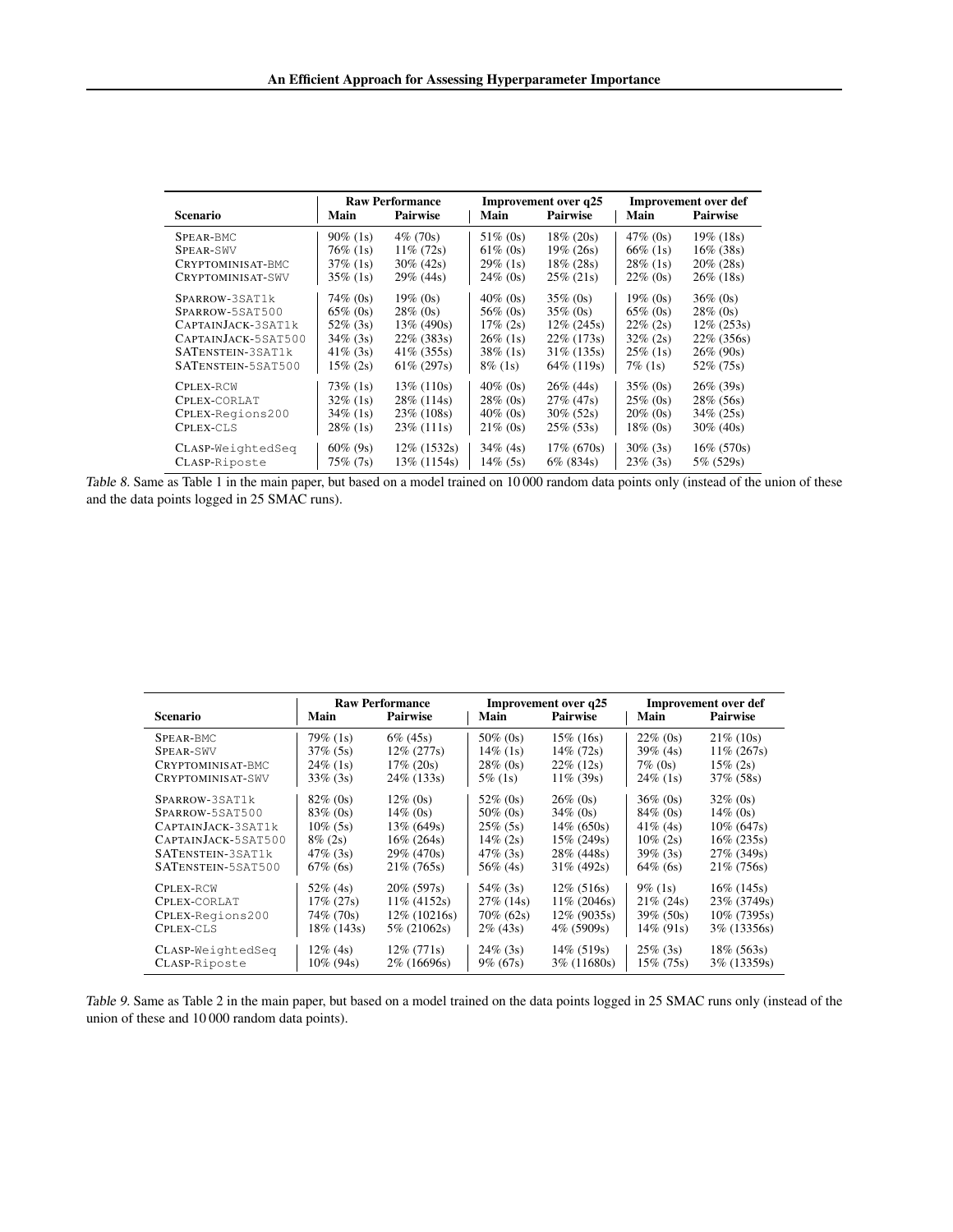| Scenario | Raw Performance | | Improvement over q25 | | Improvement over def | |
|---|---|---|---|---|---|---|
| | Main | Pairwise | Main | Pairwise | Main | Pairwise |
| SPEAR-BMC | 90% (1s) | 4% (70s) | 51% (0s) | 18% (20s) | 47% (0s) | 19% (18s) |
| SPEAR-SWV | 76% (1s) | 11% (72s) | 61% (0s) | 19% (26s) | 66% (1s) | 16% (38s) |
| CRYPTOMINISAT-BMC | 37% (1s) | 30% (42s) | 29% (1s) | 18% (28s) | 28% (1s) | 20% (28s) |
| CRYPTOMINISAT-SWV | 35% (1s) | 29% (44s) | 24% (0s) | 25% (21s) | 22% (0s) | 26% (18s) |
| SPARROW-3SAT1k | 74% (0s) | 19% (0s) | 40% (0s) | 35% (0s) | 19% (0s) | 36% (0s) |
| SPARROW-5SAT500 | 65% (0s) | 28% (0s) | 56% (0s) | 35% (0s) | 65% (0s) | 28% (0s) |
| CAPTAINJACK-3SAT1k | 52% (3s) | 13% (490s) | 17% (2s) | 12% (245s) | 22% (2s) | 12% (253s) |
| CAPTAINJACK-5SAT500 | 34% (3s) | 22% (383s) | 26% (1s) | 22% (173s) | 32% (2s) | 22% (356s) |
| SATENSTEIN-3SAT1k | 41% (3s) | 41% (355s) | 38% (1s) | 31% (135s) | 25% (1s) | 26% (90s) |
| SATENSTEIN-5SAT500 | 15% (2s) | 61% (297s) | 8% (1s) | 64% (119s) | 7% (1s) | 52% (75s) |
| CPLEX-RCW | 73% (1s) | 13% (110s) | 40% (0s) | 26% (44s) | 35% (0s) | 26% (39s) |
| CPLEX-CORLAT | 32% (1s) | 28% (114s) | 28% (0s) | 27% (47s) | 25% (0s) | 28% (56s) |
| CPLEX-Regions200 | 34% (1s) | 23% (108s) | 40% (0s) | 30% (52s) | 20% (0s) | 34% (25s) |
| CPLEX-CLS | 28% (1s) | 23% (111s) | 21% (0s) | 25% (53s) | 18% (0s) | 30% (40s) |
| CLASP-WeightedSeq | 60% (9s) | 12% (1532s) | 34% (4s) | 17% (670s) | 30% (3s) | 16% (570s) |
| CLASP-Riposte | 75% (7s) | 13% (1154s) | 14% (5s) | 6% (834s) | 23% (3s) | 5% (529s) |

*Table 8.* Same as Table 1 in the main paper, but based on a model trained on 10 000 random data points only (instead of the union of these and the data points logged in 25 SMAC runs).

| Scenario | Raw Performance | | Improvement over q25 | | Improvement over def | |
|---|---|---|---|---|---|---|
| | Main | Pairwise | Main | Pairwise | Main | Pairwise |
| SPEAR-BMC | 79% (1s) | 6% (45s) | 50% (0s) | 15% (16s) | 22% (0s) | 21% (10s) |
| SPEAR-SWV | 37% (5s) | 12% (277s) | 14% (1s) | 14% (72s) | 39% (4s) | 11% (267s) |
| CRYPTOMINISAT-BMC | 24% (1s) | 17% (20s) | 28% (0s) | 22% (12s) | 7% (0s) | 15% (2s) |
| CRYPTOMINISAT-SWV | 33% (3s) | 24% (133s) | 5% (1s) | 11% (39s) | 24% (1s) | 37% (58s) |
| SPARROW-3SAT1k | 82% (0s) | 12% (0s) | 52% (0s) | 26% (0s) | 36% (0s) | 32% (0s) |
| SPARROW-5SAT500 | 83% (0s) | 14% (0s) | 50% (0s) | 34% (0s) | 84% (0s) | 14% (0s) |
| CAPTAINJACK-3SAT1k | 10% (5s) | 13% (649s) | 25% (5s) | 14% (650s) | 41% (4s) | 10% (647s) |
| CAPTAINJACK-5SAT500 | 8% (2s) | 16% (264s) | 14% (2s) | 15% (249s) | 10% (2s) | 16% (235s) |
| SATENSTEIN-3SAT1k | 47% (3s) | 29% (470s) | 47% (3s) | 28% (448s) | 39% (3s) | 27% (349s) |
| SATENSTEIN-5SAT500 | 67% (6s) | 21% (765s) | 56% (4s) | 31% (492s) | 64% (6s) | 21% (756s) |
| CPLEX-RCW | 52% (4s) | 20% (597s) | 54% (3s) | 12% (516s) | 9% (1s) | 16% (145s) |
| CPLEX-CORLAT | 17% (27s) | 11% (4152s) | 27% (14s) | 11% (2046s) | 21% (24s) | 23% (3749s) |
| CPLEX-Regions200 | 74% (70s) | 12% (10216s) | 70% (62s) | 12% (9035s) | 39% (50s) | 10% (7395s) |
| CPLEX-CLS | 18% (143s) | 5% (21062s) | 2% (43s) | 4% (5909s) | 14% (91s) | 3% (13356s) |
| CLASP-WeightedSeq | 12% (4s) | 12% (771s) | 24% (3s) | 14% (519s) | 25% (3s) | 18% (563s) |
| CLASP-Riposte | 10% (94s) | 2% (16696s) | 9% (67s) | 3% (11680s) | 15% (75s) | 3% (13359s) |

*Table 9.* Same as Table 2 in the main paper, but based on a model trained on the data points logged in 25 SMAC runs only (instead of the union of these and 10 000 random data points).